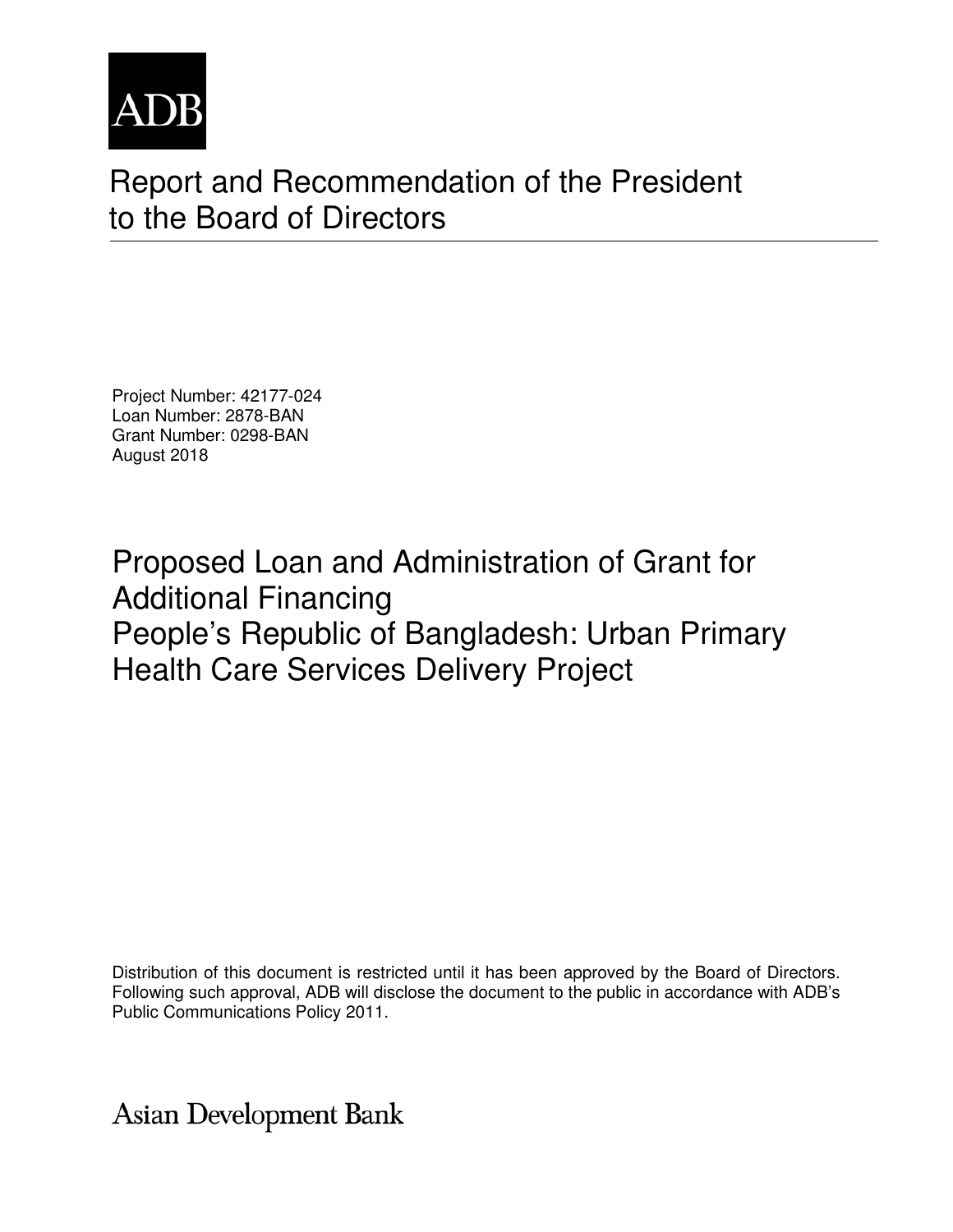ADB

# Report and Recommendation of the President to the Board of Directors

Project Number: 42177-024
Loan Number: 2878-BAN
Grant Number: 0298-BAN
August 2018

## Proposed Loan and Administration of Grant for Additional Financing
## People's Republic of Bangladesh: Urban Primary Health Care Services Delivery Project

Distribution of this document is restricted until it has been approved by the Board of Directors. Following such approval, ADB will disclose the document to the public in accordance with ADB's Public Communications Policy 2011.

Asian Development Bank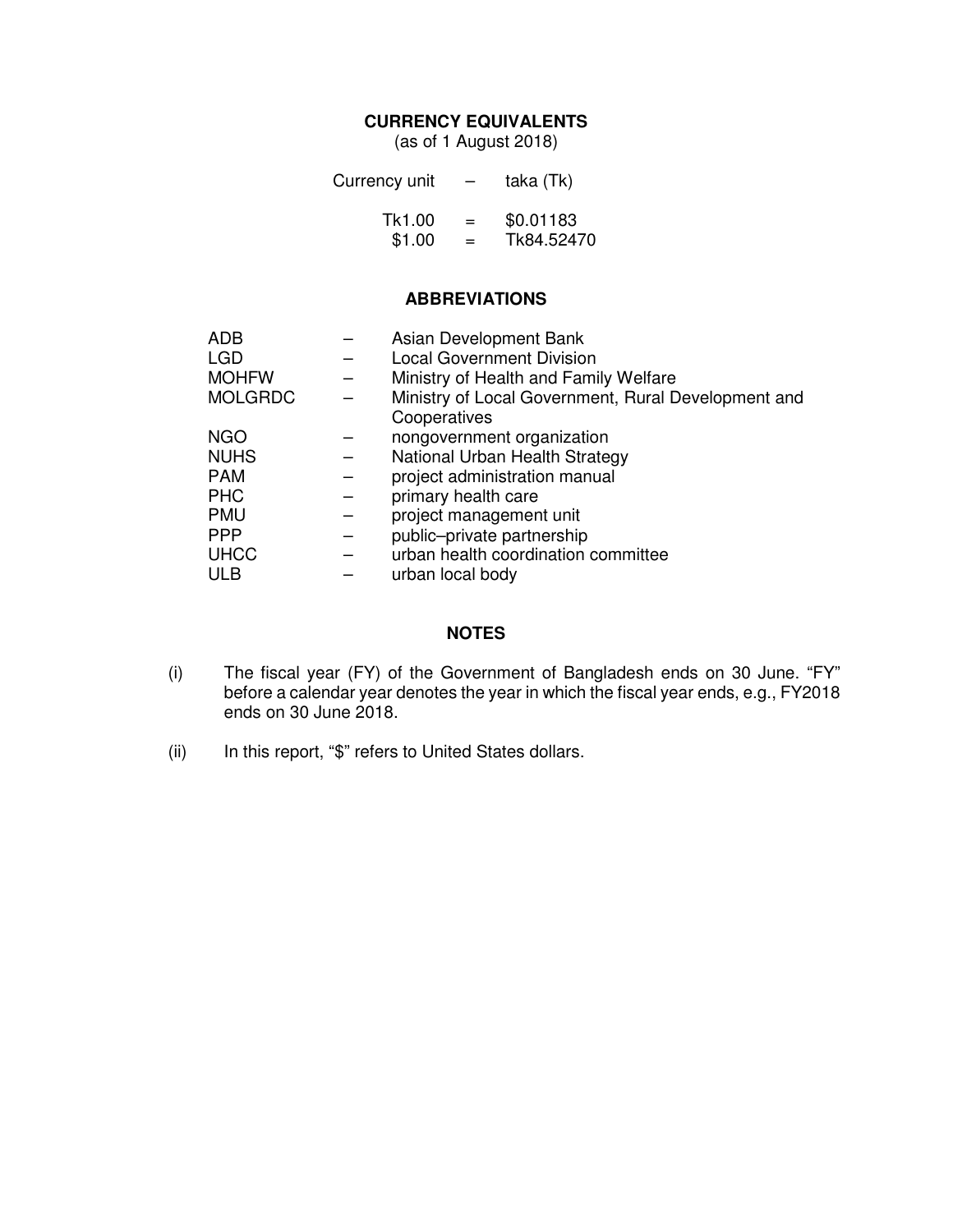## CURRENCY EQUIVALENTS

(as of 1 August 2018)

| | | |
|---|---|---|
| Currency unit | – | taka (Tk) |
| Tk1.00 | = | \$0.01183 |
| \$1.00 | = | Tk84.52470 |

## ABBREVIATIONS

| | | |
|---|---|---|
| ADB | – | Asian Development Bank |
| LGD | – | Local Government Division |
| MOHFW | – | Ministry of Health and Family Welfare |
| MOLGRDC | – | Ministry of Local Government, Rural Development and Cooperatives |
| NGO | – | nongovernment organization |
| NUHS | – | National Urban Health Strategy |
| PAM | – | project administration manual |
| PHC | – | primary health care |
| PMU | – | project management unit |
| PPP | – | public–private partnership |
| UHCC | – | urban health coordination committee |
| ULB | – | urban local body |

## NOTES

(i) The fiscal year (FY) of the Government of Bangladesh ends on 30 June. "FY" before a calendar year denotes the year in which the fiscal year ends, e.g., FY2018 ends on 30 June 2018.

(ii) In this report, "\$" refers to United States dollars.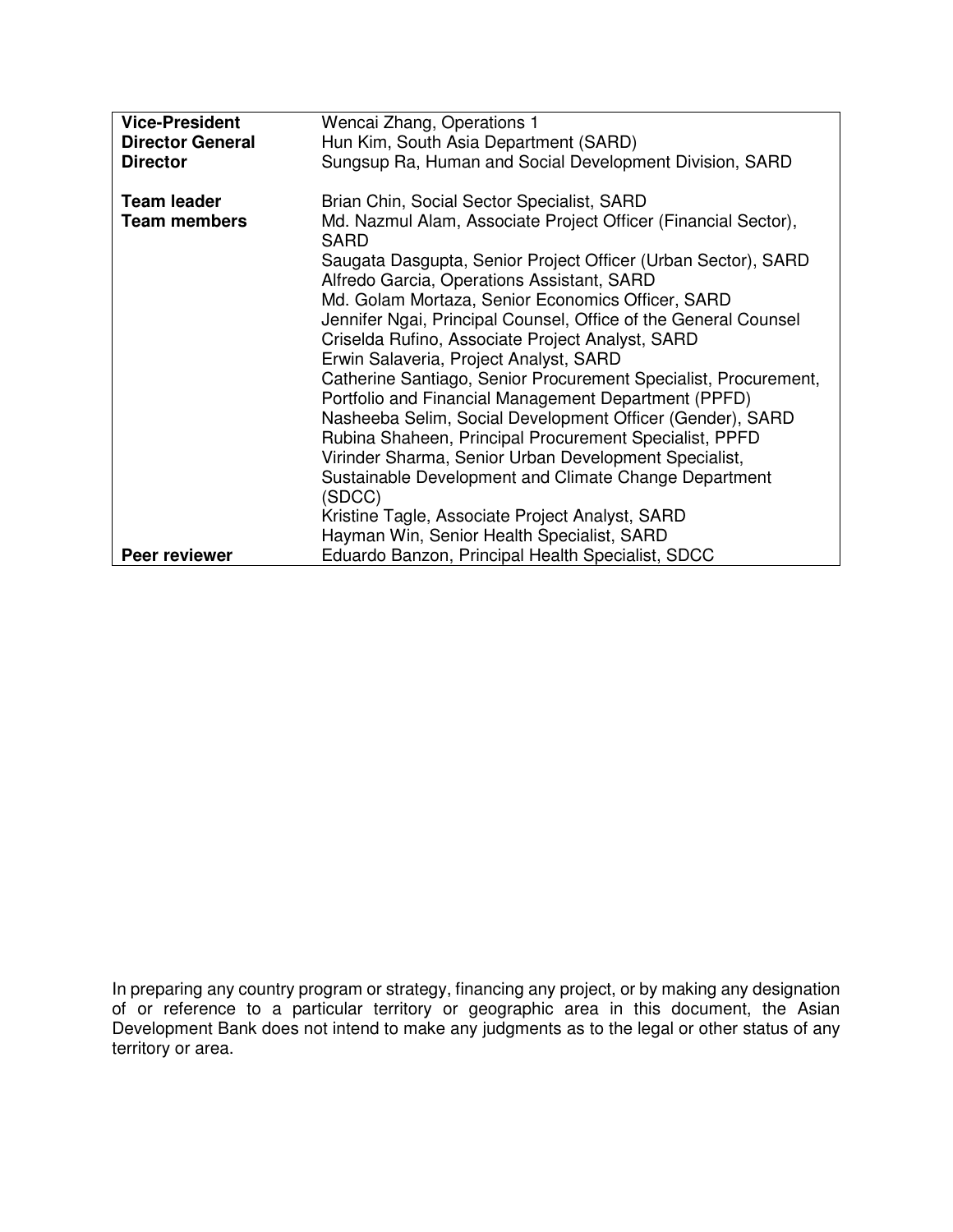| | |
|---|---|
| **Vice-President** | Wencai Zhang, Operations 1 |
| **Director General** | Hun Kim, South Asia Department (SARD) |
| **Director** | Sungsup Ra, Human and Social Development Division, SARD |
| | |
| **Team leader** | Brian Chin, Social Sector Specialist, SARD |
| **Team members** | Md. Nazmul Alam, Associate Project Officer (Financial Sector), SARD |
| | Saugata Dasgupta, Senior Project Officer (Urban Sector), SARD |
| | Alfredo Garcia, Operations Assistant, SARD |
| | Md. Golam Mortaza, Senior Economics Officer, SARD |
| | Jennifer Ngai, Principal Counsel, Office of the General Counsel |
| | Criselda Rufino, Associate Project Analyst, SARD |
| | Erwin Salaveria, Project Analyst, SARD |
| | Catherine Santiago, Senior Procurement Specialist, Procurement, Portfolio and Financial Management Department (PPFD) |
| | Nasheeba Selim, Social Development Officer (Gender), SARD |
| | Rubina Shaheen, Principal Procurement Specialist, PPFD |
| | Virinder Sharma, Senior Urban Development Specialist, Sustainable Development and Climate Change Department (SDCC) |
| | Kristine Tagle, Associate Project Analyst, SARD |
| | Hayman Win, Senior Health Specialist, SARD |
| **Peer reviewer** | Eduardo Banzon, Principal Health Specialist, SDCC |

In preparing any country program or strategy, financing any project, or by making any designation of or reference to a particular territory or geographic area in this document, the Asian Development Bank does not intend to make any judgments as to the legal or other status of any territory or area.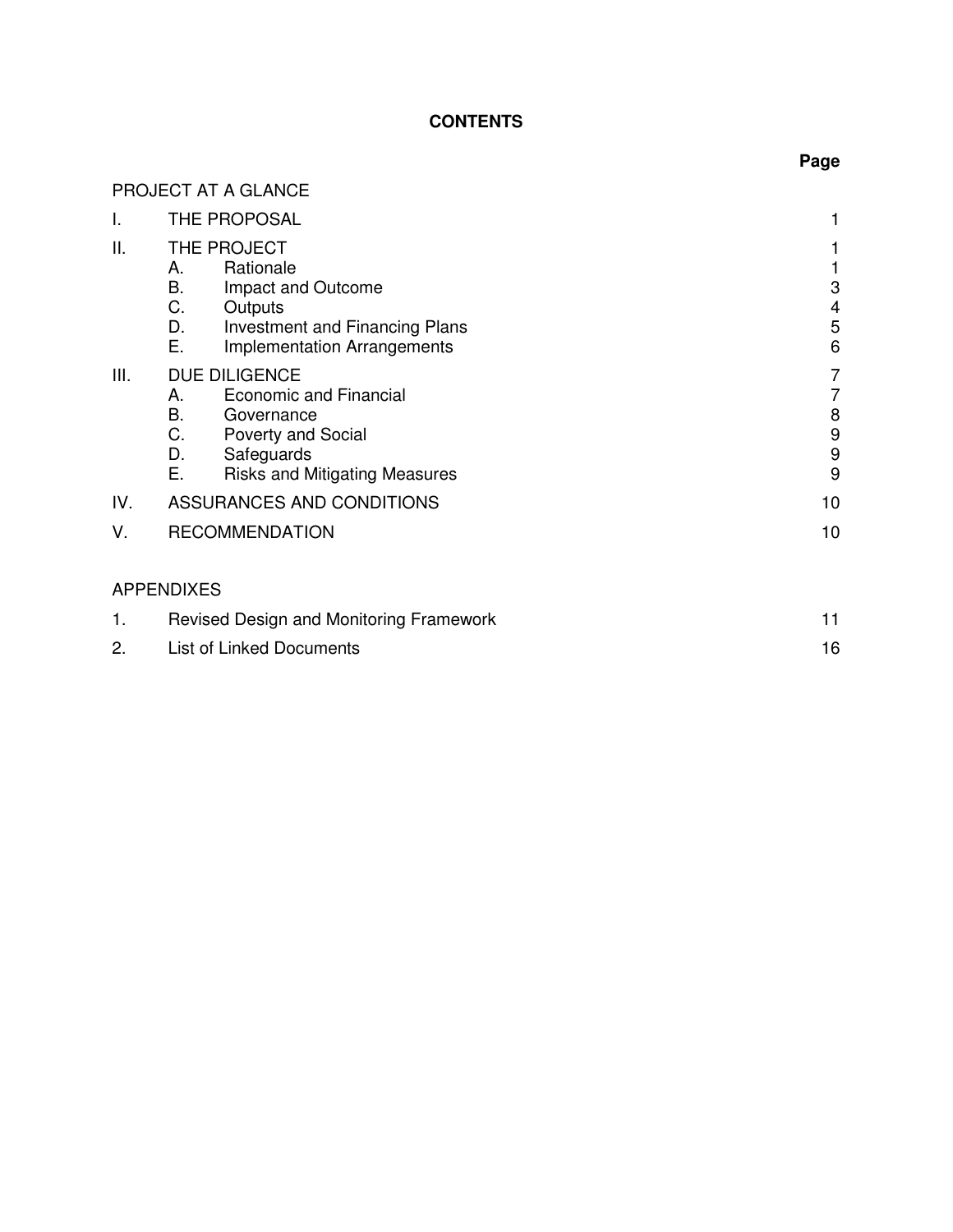**CONTENTS**

| | | Page |
|---|---|---|
| PROJECT AT A GLANCE | | |
| I. | THE PROPOSAL | 1 |
| II. | THE PROJECT | 1 |
| | A. Rationale | 1 |
| | B. Impact and Outcome | 3 |
| | C. Outputs | 4 |
| | D. Investment and Financing Plans | 5 |
| | E. Implementation Arrangements | 6 |
| III. | DUE DILIGENCE | 7 |
| | A. Economic and Financial | 7 |
| | B. Governance | 8 |
| | C. Poverty and Social | 9 |
| | D. Safeguards | 9 |
| | E. Risks and Mitigating Measures | 9 |
| IV. | ASSURANCES AND CONDITIONS | 10 |
| V. | RECOMMENDATION | 10 |

APPENDIXES

| | | |
|---|---|---|
| 1. | Revised Design and Monitoring Framework | 11 |
| 2. | List of Linked Documents | 16 |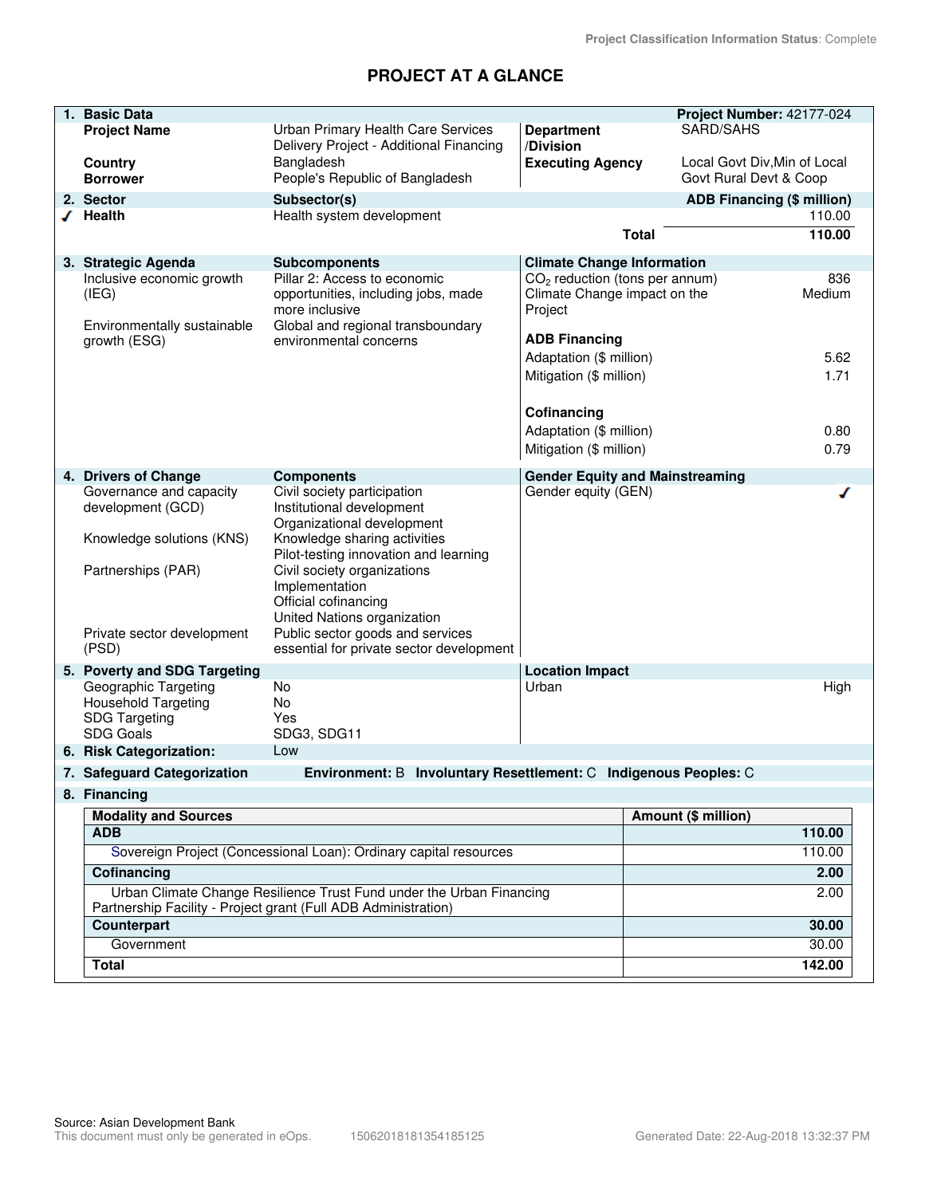Project Classification Information Status: Complete

# PROJECT AT A GLANCE

| 1. Basic Data | | | Project Number: 42177-024 |
|---|---|---|---|
| Project Name | Urban Primary Health Care Services Delivery Project - Additional Financing | Department /Division | SARD/SAHS |
| Country | Bangladesh | Executing Agency | Local Govt Div,Min of Local Govt Rural Devt & Coop |
| Borrower | People's Republic of Bangladesh | | |

| 2. Sector | Subsector(s) | ADB Financing ($ million) |
|---|---|---|
| ✓ Health | Health system development | 110.00 |
| | Total | 110.00 |

| 3. Strategic Agenda | Subcomponents | Climate Change Information | |
|---|---|---|---|
| Inclusive economic growth (IEG) | Pillar 2: Access to economic opportunities, including jobs, made more inclusive | $CO_2$ reduction (tons per annum) | 836 |
| Environmentally sustainable growth (ESG) | Global and regional transboundary environmental concerns | Climate Change impact on the Project | Medium |
| | | **ADB Financing** | |
| | | Adaptation ($ million) | 5.62 |
| | | Mitigation ($ million) | 1.71 |
| | | **Cofinancing** | |
| | | Adaptation ($ million) | 0.80 |
| | | Mitigation ($ million) | 0.79 |

| 4. Drivers of Change | Components | Gender Equity and Mainstreaming | |
|---|---|---|---|
| Governance and capacity development (GCD) | Civil society participation<br>Institutional development<br>Organizational development | Gender equity (GEN) | ✓ |
| Knowledge solutions (KNS) | Knowledge sharing activities<br>Pilot-testing innovation and learning | | |
| Partnerships (PAR) | Civil society organizations<br>Implementation<br>Official cofinancing<br>United Nations organization | | |
| Private sector development (PSD) | Public sector goods and services essential for private sector development | | |

| 5. Poverty and SDG Targeting | | Location Impact | |
|---|---|---|---|
| Geographic Targeting | No | Urban | High |
| Household Targeting | No | | |
| SDG Targeting | Yes | | |
| SDG Goals | SDG3, SDG11 | | |

**6. Risk Categorization:** Low

**7. Safeguard Categorization** Environment: B Involuntary Resettlement: C Indigenous Peoples: C

**8. Financing**

| Modality and Sources | Amount ($ million) |
|---|---|
| **ADB** | **110.00** |
| Sovereign Project (Concessional Loan): Ordinary capital resources | 110.00 |
| **Cofinancing** | **2.00** |
| Urban Climate Change Resilience Trust Fund under the Urban Financing Partnership Facility - Project grant (Full ADB Administration) | 2.00 |
| **Counterpart** | **30.00** |
| Government | 30.00 |
| **Total** | **142.00** |

Source: Asian Development Bank
This document must only be generated in eOps. 15062018181354185125 Generated Date: 22-Aug-2018 13:32:37 PM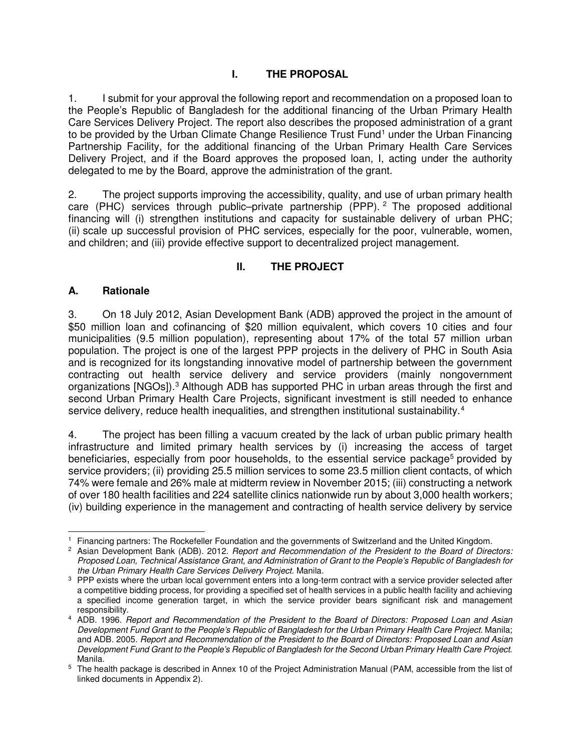# I. THE PROPOSAL

1. I submit for your approval the following report and recommendation on a proposed loan to the People's Republic of Bangladesh for the additional financing of the Urban Primary Health Care Services Delivery Project. The report also describes the proposed administration of a grant to be provided by the Urban Climate Change Resilience Trust Fund[1] under the Urban Financing Partnership Facility, for the additional financing of the Urban Primary Health Care Services Delivery Project, and if the Board approves the proposed loan, I, acting under the authority delegated to me by the Board, approve the administration of the grant.

2. The project supports improving the accessibility, quality, and use of urban primary health care (PHC) services through public–private partnership (PPP).[2] The proposed additional financing will (i) strengthen institutions and capacity for sustainable delivery of urban PHC; (ii) scale up successful provision of PHC services, especially for the poor, vulnerable, women, and children; and (iii) provide effective support to decentralized project management.

# II. THE PROJECT

## A. Rationale

3. On 18 July 2012, Asian Development Bank (ADB) approved the project in the amount of \$50 million loan and cofinancing of \$20 million equivalent, which covers 10 cities and four municipalities (9.5 million population), representing about 17% of the total 57 million urban population. The project is one of the largest PPP projects in the delivery of PHC in South Asia and is recognized for its longstanding innovative model of partnership between the government contracting out health service delivery and service providers (mainly nongovernment organizations [NGOs]).[3] Although ADB has supported PHC in urban areas through the first and second Urban Primary Health Care Projects, significant investment is still needed to enhance service delivery, reduce health inequalities, and strengthen institutional sustainability.[4]

4. The project has been filling a vacuum created by the lack of urban public primary health infrastructure and limited primary health services by (i) increasing the access of target beneficiaries, especially from poor households, to the essential service package[5] provided by service providers; (ii) providing 25.5 million services to some 23.5 million client contacts, of which 74% were female and 26% male at midterm review in November 2015; (iii) constructing a network of over 180 health facilities and 224 satellite clinics nationwide run by about 3,000 health workers; (iv) building experience in the management and contracting of health service delivery by service

---

[1] Financing partners: The Rockefeller Foundation and the governments of Switzerland and the United Kingdom.

[2] Asian Development Bank (ADB). 2012. *Report and Recommendation of the President to the Board of Directors: Proposed Loan, Technical Assistance Grant, and Administration of Grant to the People's Republic of Bangladesh for the Urban Primary Health Care Services Delivery Project*. Manila.

[3] PPP exists where the urban local government enters into a long-term contract with a service provider selected after a competitive bidding process, for providing a specified set of health services in a public health facility and achieving a specified income generation target, in which the service provider bears significant risk and management responsibility.

[4] ADB. 1996. *Report and Recommendation of the President to the Board of Directors: Proposed Loan and Asian Development Fund Grant to the People's Republic of Bangladesh for the Urban Primary Health Care Project*. Manila; and ADB. 2005. *Report and Recommendation of the President to the Board of Directors: Proposed Loan and Asian Development Fund Grant to the People's Republic of Bangladesh for the Second Urban Primary Health Care Project*. Manila.

[5] The health package is described in Annex 10 of the Project Administration Manual (PAM, accessible from the list of linked documents in Appendix 2).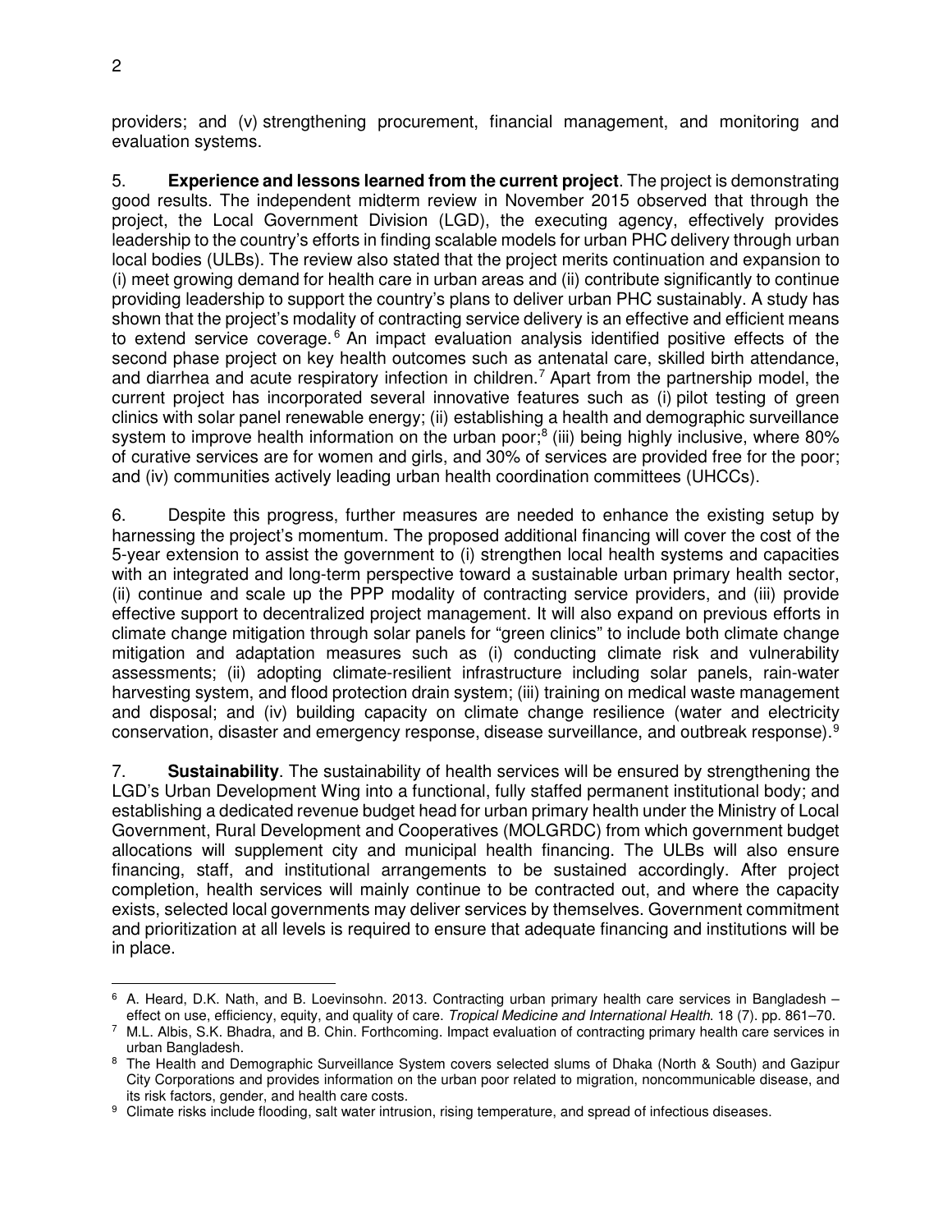providers; and (v) strengthening procurement, financial management, and monitoring and evaluation systems.

5. **Experience and lessons learned from the current project**. The project is demonstrating good results. The independent midterm review in November 2015 observed that through the project, the Local Government Division (LGD), the executing agency, effectively provides leadership to the country's efforts in finding scalable models for urban PHC delivery through urban local bodies (ULBs). The review also stated that the project merits continuation and expansion to (i) meet growing demand for health care in urban areas and (ii) contribute significantly to continue providing leadership to support the country's plans to deliver urban PHC sustainably. A study has shown that the project's modality of contracting service delivery is an effective and efficient means to extend service coverage.[6] An impact evaluation analysis identified positive effects of the second phase project on key health outcomes such as antenatal care, skilled birth attendance, and diarrhea and acute respiratory infection in children.[7] Apart from the partnership model, the current project has incorporated several innovative features such as (i) pilot testing of green clinics with solar panel renewable energy; (ii) establishing a health and demographic surveillance system to improve health information on the urban poor;[8] (iii) being highly inclusive, where 80% of curative services are for women and girls, and 30% of services are provided free for the poor; and (iv) communities actively leading urban health coordination committees (UHCCs).

6. Despite this progress, further measures are needed to enhance the existing setup by harnessing the project's momentum. The proposed additional financing will cover the cost of the 5-year extension to assist the government to (i) strengthen local health systems and capacities with an integrated and long-term perspective toward a sustainable urban primary health sector, (ii) continue and scale up the PPP modality of contracting service providers, and (iii) provide effective support to decentralized project management. It will also expand on previous efforts in climate change mitigation through solar panels for "green clinics" to include both climate change mitigation and adaptation measures such as (i) conducting climate risk and vulnerability assessments; (ii) adopting climate-resilient infrastructure including solar panels, rain-water harvesting system, and flood protection drain system; (iii) training on medical waste management and disposal; and (iv) building capacity on climate change resilience (water and electricity conservation, disaster and emergency response, disease surveillance, and outbreak response).[9]

7. **Sustainability**. The sustainability of health services will be ensured by strengthening the LGD's Urban Development Wing into a functional, fully staffed permanent institutional body; and establishing a dedicated revenue budget head for urban primary health under the Ministry of Local Government, Rural Development and Cooperatives (MOLGRDC) from which government budget allocations will supplement city and municipal health financing. The ULBs will also ensure financing, staff, and institutional arrangements to be sustained accordingly. After project completion, health services will mainly continue to be contracted out, and where the capacity exists, selected local governments may deliver services by themselves. Government commitment and prioritization at all levels is required to ensure that adequate financing and institutions will be in place.

---

[6] A. Heard, D.K. Nath, and B. Loevinsohn. 2013. Contracting urban primary health care services in Bangladesh – effect on use, efficiency, equity, and quality of care. *Tropical Medicine and International Health*. 18 (7). pp. 861–70.

[7] M.L. Albis, S.K. Bhadra, and B. Chin. Forthcoming. Impact evaluation of contracting primary health care services in urban Bangladesh.

[8] The Health and Demographic Surveillance System covers selected slums of Dhaka (North & South) and Gazipur City Corporations and provides information on the urban poor related to migration, noncommunicable disease, and its risk factors, gender, and health care costs.

[9] Climate risks include flooding, salt water intrusion, rising temperature, and spread of infectious diseases.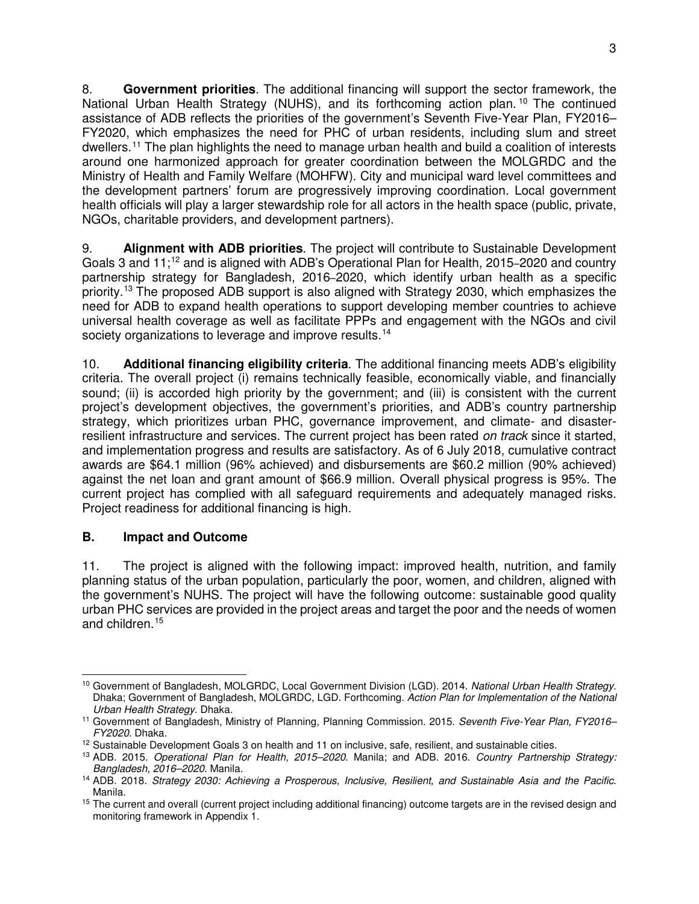8. **Government priorities**. The additional financing will support the sector framework, the National Urban Health Strategy (NUHS), and its forthcoming action plan.[10] The continued assistance of ADB reflects the priorities of the government's Seventh Five-Year Plan, FY2016–FY2020, which emphasizes the need for PHC of urban residents, including slum and street dwellers.[11] The plan highlights the need to manage urban health and build a coalition of interests around one harmonized approach for greater coordination between the MOLGRDC and the Ministry of Health and Family Welfare (MOHFW). City and municipal ward level committees and the development partners' forum are progressively improving coordination. Local government health officials will play a larger stewardship role for all actors in the health space (public, private, NGOs, charitable providers, and development partners).

9. **Alignment with ADB priorities**. The project will contribute to Sustainable Development Goals 3 and 11;[12] and is aligned with ADB's Operational Plan for Health, 2015–2020 and country partnership strategy for Bangladesh, 2016–2020, which identify urban health as a specific priority.[13] The proposed ADB support is also aligned with Strategy 2030, which emphasizes the need for ADB to expand health operations to support developing member countries to achieve universal health coverage as well as facilitate PPPs and engagement with the NGOs and civil society organizations to leverage and improve results.[14]

10. **Additional financing eligibility criteria**. The additional financing meets ADB's eligibility criteria. The overall project (i) remains technically feasible, economically viable, and financially sound; (ii) is accorded high priority by the government; and (iii) is consistent with the current project's development objectives, the government's priorities, and ADB's country partnership strategy, which prioritizes urban PHC, governance improvement, and climate- and disaster-resilient infrastructure and services. The current project has been rated *on track* since it started, and implementation progress and results are satisfactory. As of 6 July 2018, cumulative contract awards are $64.1 million (96% achieved) and disbursements are $60.2 million (90% achieved) against the net loan and grant amount of $66.9 million. Overall physical progress is 95%. The current project has complied with all safeguard requirements and adequately managed risks. Project readiness for additional financing is high.

### B. Impact and Outcome

11. The project is aligned with the following impact: improved health, nutrition, and family planning status of the urban population, particularly the poor, women, and children, aligned with the government's NUHS. The project will have the following outcome: sustainable good quality urban PHC services are provided in the project areas and target the poor and the needs of women and children.[15]

---

[10] Government of Bangladesh, MOLGRDC, Local Government Division (LGD). 2014. *National Urban Health Strategy*. Dhaka; Government of Bangladesh, MOLGRDC, LGD. Forthcoming. *Action Plan for Implementation of the National Urban Health Strategy*. Dhaka.

[11] Government of Bangladesh, Ministry of Planning, Planning Commission. 2015. *Seventh Five-Year Plan, FY2016–FY2020*. Dhaka.

[12] Sustainable Development Goals 3 on health and 11 on inclusive, safe, resilient, and sustainable cities.

[13] ADB. 2015. *Operational Plan for Health, 2015–2020*. Manila; and ADB. 2016. *Country Partnership Strategy: Bangladesh, 2016–2020.* Manila.

[14] ADB. 2018. *Strategy 2030: Achieving a Prosperous, Inclusive, Resilient, and Sustainable Asia and the Pacific*. Manila.

[15] The current and overall (current project including additional financing) outcome targets are in the revised design and monitoring framework in Appendix 1.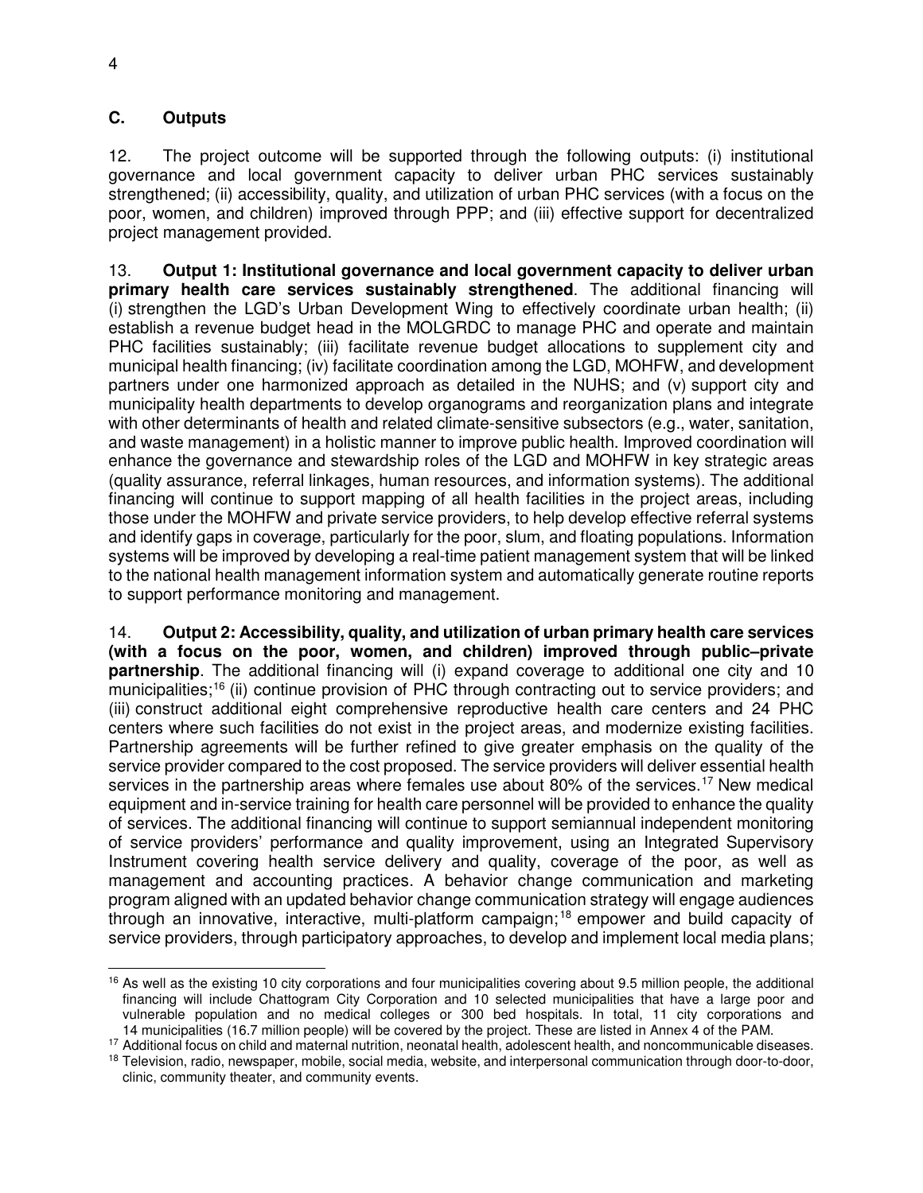### C. Outputs

12. The project outcome will be supported through the following outputs: (i) institutional governance and local government capacity to deliver urban PHC services sustainably strengthened; (ii) accessibility, quality, and utilization of urban PHC services (with a focus on the poor, women, and children) improved through PPP; and (iii) effective support for decentralized project management provided.

13. **Output 1: Institutional governance and local government capacity to deliver urban primary health care services sustainably strengthened**. The additional financing will (i) strengthen the LGD's Urban Development Wing to effectively coordinate urban health; (ii) establish a revenue budget head in the MOLGRDC to manage PHC and operate and maintain PHC facilities sustainably; (iii) facilitate revenue budget allocations to supplement city and municipal health financing; (iv) facilitate coordination among the LGD, MOHFW, and development partners under one harmonized approach as detailed in the NUHS; and (v) support city and municipality health departments to develop organograms and reorganization plans and integrate with other determinants of health and related climate-sensitive subsectors (e.g., water, sanitation, and waste management) in a holistic manner to improve public health. Improved coordination will enhance the governance and stewardship roles of the LGD and MOHFW in key strategic areas (quality assurance, referral linkages, human resources, and information systems). The additional financing will continue to support mapping of all health facilities in the project areas, including those under the MOHFW and private service providers, to help develop effective referral systems and identify gaps in coverage, particularly for the poor, slum, and floating populations. Information systems will be improved by developing a real-time patient management system that will be linked to the national health management information system and automatically generate routine reports to support performance monitoring and management.

14. **Output 2: Accessibility, quality, and utilization of urban primary health care services (with a focus on the poor, women, and children) improved through public–private partnership**. The additional financing will (i) expand coverage to additional one city and 10 municipalities;[16] (ii) continue provision of PHC through contracting out to service providers; and (iii) construct additional eight comprehensive reproductive health care centers and 24 PHC centers where such facilities do not exist in the project areas, and modernize existing facilities. Partnership agreements will be further refined to give greater emphasis on the quality of the service provider compared to the cost proposed. The service providers will deliver essential health services in the partnership areas where females use about 80% of the services.[17] New medical equipment and in-service training for health care personnel will be provided to enhance the quality of services. The additional financing will continue to support semiannual independent monitoring of service providers' performance and quality improvement, using an Integrated Supervisory Instrument covering health service delivery and quality, coverage of the poor, as well as management and accounting practices. A behavior change communication and marketing program aligned with an updated behavior change communication strategy will engage audiences through an innovative, interactive, multi-platform campaign;[18] empower and build capacity of service providers, through participatory approaches, to develop and implement local media plans;

---

[16] As well as the existing 10 city corporations and four municipalities covering about 9.5 million people, the additional financing will include Chattogram City Corporation and 10 selected municipalities that have a large poor and vulnerable population and no medical colleges or 300 bed hospitals. In total, 11 city corporations and 14 municipalities (16.7 million people) will be covered by the project. These are listed in Annex 4 of the PAM.

[17] Additional focus on child and maternal nutrition, neonatal health, adolescent health, and noncommunicable diseases.

[18] Television, radio, newspaper, mobile, social media, website, and interpersonal communication through door-to-door, clinic, community theater, and community events.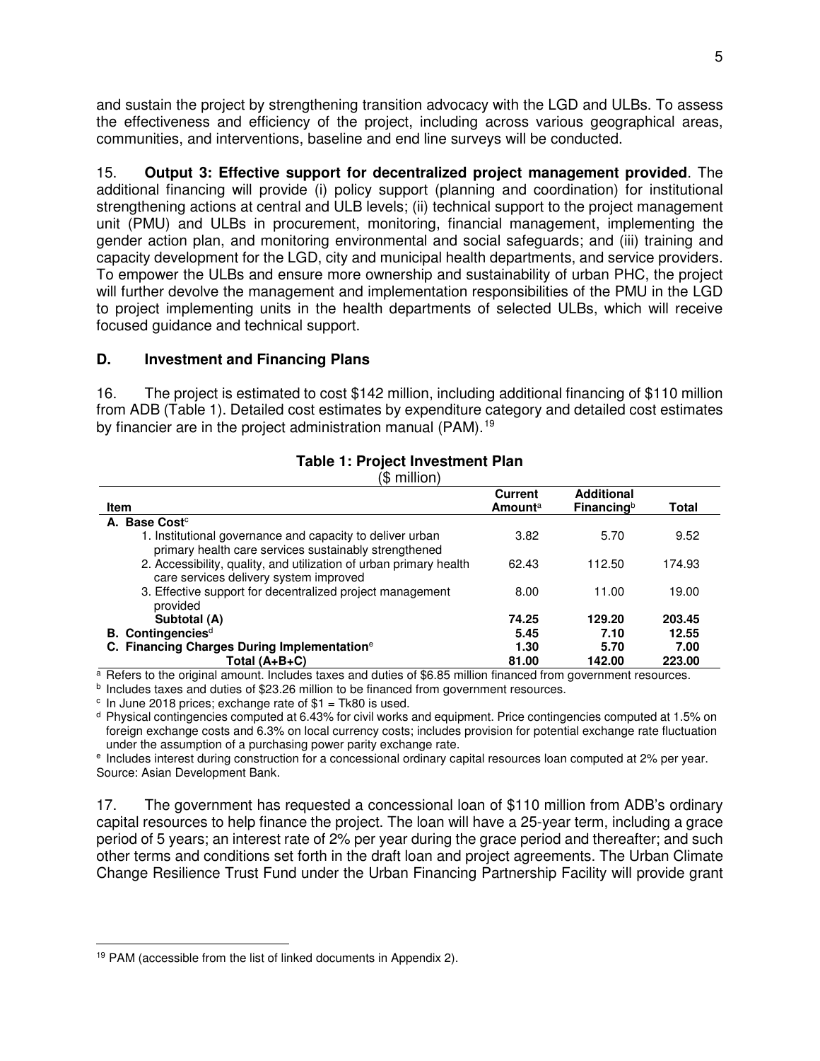and sustain the project by strengthening transition advocacy with the LGD and ULBs. To assess the effectiveness and efficiency of the project, including across various geographical areas, communities, and interventions, baseline and end line surveys will be conducted.

15. **Output 3: Effective support for decentralized project management provided**. The additional financing will provide (i) policy support (planning and coordination) for institutional strengthening actions at central and ULB levels; (ii) technical support to the project management unit (PMU) and ULBs in procurement, monitoring, financial management, implementing the gender action plan, and monitoring environmental and social safeguards; and (iii) training and capacity development for the LGD, city and municipal health departments, and service providers. To empower the ULBs and ensure more ownership and sustainability of urban PHC, the project will further devolve the management and implementation responsibilities of the PMU in the LGD to project implementing units in the health departments of selected ULBs, which will receive focused guidance and technical support.

### D. Investment and Financing Plans

16. The project is estimated to cost $142 million, including additional financing of $110 million from ADB (Table 1). Detailed cost estimates by expenditure category and detailed cost estimates by financier are in the project administration manual (PAM).[19]

**Table 1: Project Investment Plan**
($ million)

| Item | Current Amount[a] | Additional Financing[b] | Total |
|---|---|---|---|
| **A. Base Cost**[c] | | | |
| 1. Institutional governance and capacity to deliver urban primary health care services sustainably strengthened | 3.82 | 5.70 | 9.52 |
| 2. Accessibility, quality, and utilization of urban primary health care services delivery system improved | 62.43 | 112.50 | 174.93 |
| 3. Effective support for decentralized project management provided | 8.00 | 11.00 | 19.00 |
| **Subtotal (A)** | **74.25** | **129.20** | **203.45** |
| **B. Contingencies**[d] | **5.45** | **7.10** | **12.55** |
| **C. Financing Charges During Implementation**[e] | **1.30** | **5.70** | **7.00** |
| **Total (A+B+C)** | **81.00** | **142.00** | **223.00** |

[a] Refers to the original amount. Includes taxes and duties of $6.85 million financed from government resources.
[b] Includes taxes and duties of $23.26 million to be financed from government resources.
[c] In June 2018 prices; exchange rate of $1 = Tk80 is used.
[d] Physical contingencies computed at 6.43% for civil works and equipment. Price contingencies computed at 1.5% on foreign exchange costs and 6.3% on local currency costs; includes provision for potential exchange rate fluctuation under the assumption of a purchasing power parity exchange rate.
[e] Includes interest during construction for a concessional ordinary capital resources loan computed at 2% per year.
Source: Asian Development Bank.

17. The government has requested a concessional loan of $110 million from ADB's ordinary capital resources to help finance the project. The loan will have a 25-year term, including a grace period of 5 years; an interest rate of 2% per year during the grace period and thereafter; and such other terms and conditions set forth in the draft loan and project agreements. The Urban Climate Change Resilience Trust Fund under the Urban Financing Partnership Facility will provide grant

[19] PAM (accessible from the list of linked documents in Appendix 2).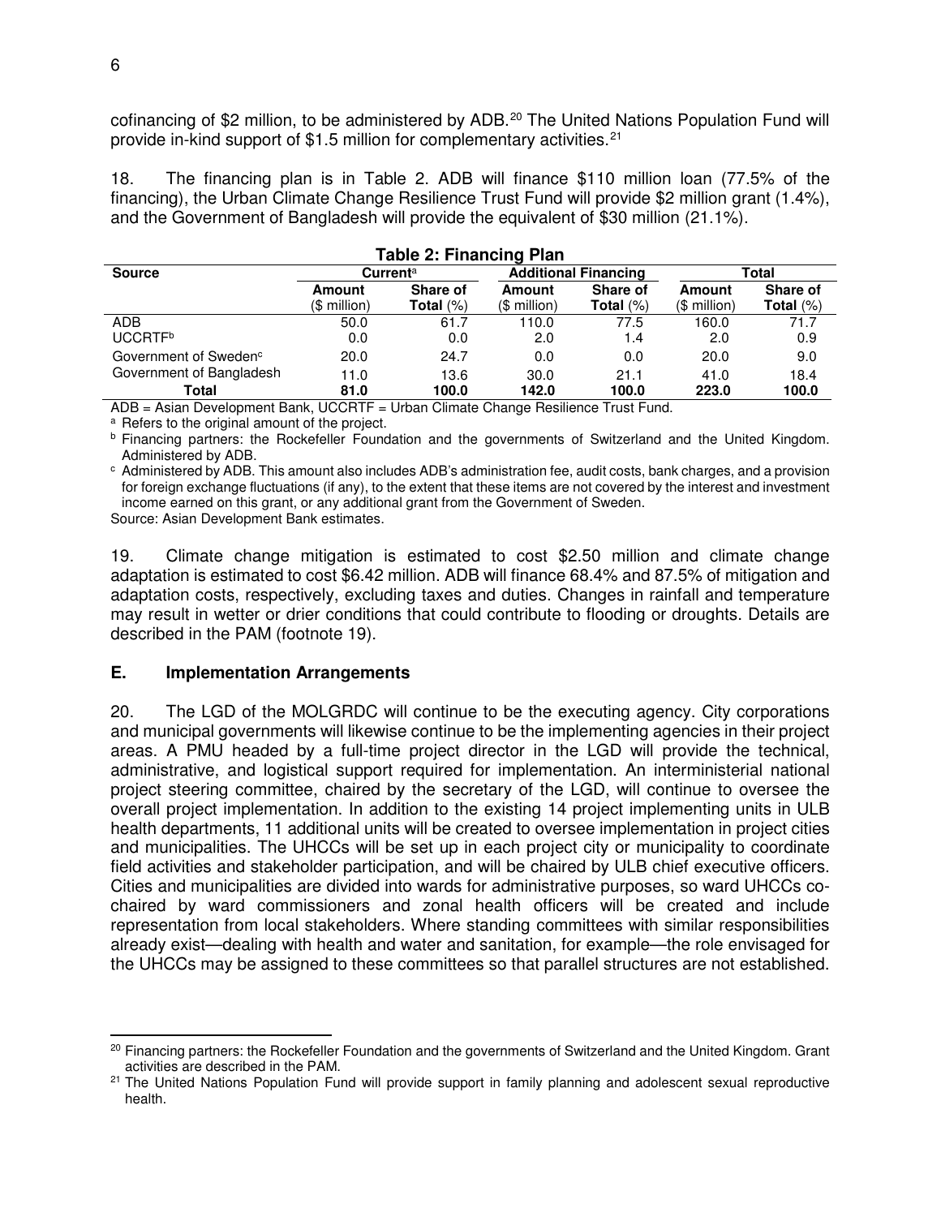cofinancing of $2 million, to be administered by ADB.[20] The United Nations Population Fund will provide in-kind support of $1.5 million for complementary activities.[21]

18. The financing plan is in Table 2. ADB will finance $110 million loan (77.5% of the financing), the Urban Climate Change Resilience Trust Fund will provide $2 million grant (1.4%), and the Government of Bangladesh will provide the equivalent of $30 million (21.1%).

**Table 2: Financing Plan**

| Source | Current[a] | | Additional Financing | | Total | |
|---|---|---|---|---|---|---|
| | Amount ($ million) | Share of Total (%) | Amount ($ million) | Share of Total (%) | Amount ($ million) | Share of Total (%) |
| ADB | 50.0 | 61.7 | 110.0 | 77.5 | 160.0 | 71.7 |
| UCCRTF[b] | 0.0 | 0.0 | 2.0 | 1.4 | 2.0 | 0.9 |
| Government of Sweden[c] | 20.0 | 24.7 | 0.0 | 0.0 | 20.0 | 9.0 |
| Government of Bangladesh | 11.0 | 13.6 | 30.0 | 21.1 | 41.0 | 18.4 |
| **Total** | **81.0** | **100.0** | **142.0** | **100.0** | **223.0** | **100.0** |

ADB = Asian Development Bank, UCCRTF = Urban Climate Change Resilience Trust Fund.

[a] Refers to the original amount of the project.

[b] Financing partners: the Rockefeller Foundation and the governments of Switzerland and the United Kingdom. Administered by ADB.

[c] Administered by ADB. This amount also includes ADB's administration fee, audit costs, bank charges, and a provision for foreign exchange fluctuations (if any), to the extent that these items are not covered by the interest and investment income earned on this grant, or any additional grant from the Government of Sweden.

Source: Asian Development Bank estimates.

19. Climate change mitigation is estimated to cost $2.50 million and climate change adaptation is estimated to cost $6.42 million. ADB will finance 68.4% and 87.5% of mitigation and adaptation costs, respectively, excluding taxes and duties. Changes in rainfall and temperature may result in wetter or drier conditions that could contribute to flooding or droughts. Details are described in the PAM (footnote 19).

## E. Implementation Arrangements

20. The LGD of the MOLGRDC will continue to be the executing agency. City corporations and municipal governments will likewise continue to be the implementing agencies in their project areas. A PMU headed by a full-time project director in the LGD will provide the technical, administrative, and logistical support required for implementation. An interministerial national project steering committee, chaired by the secretary of the LGD, will continue to oversee the overall project implementation. In addition to the existing 14 project implementing units in ULB health departments, 11 additional units will be created to oversee implementation in project cities and municipalities. The UHCCs will be set up in each project city or municipality to coordinate field activities and stakeholder participation, and will be chaired by ULB chief executive officers. Cities and municipalities are divided into wards for administrative purposes, so ward UHCCs co-chaired by ward commissioners and zonal health officers will be created and include representation from local stakeholders. Where standing committees with similar responsibilities already exist—dealing with health and water and sanitation, for example—the role envisaged for the UHCCs may be assigned to these committees so that parallel structures are not established.

---

[20] Financing partners: the Rockefeller Foundation and the governments of Switzerland and the United Kingdom. Grant activities are described in the PAM.

[21] The United Nations Population Fund will provide support in family planning and adolescent sexual reproductive health.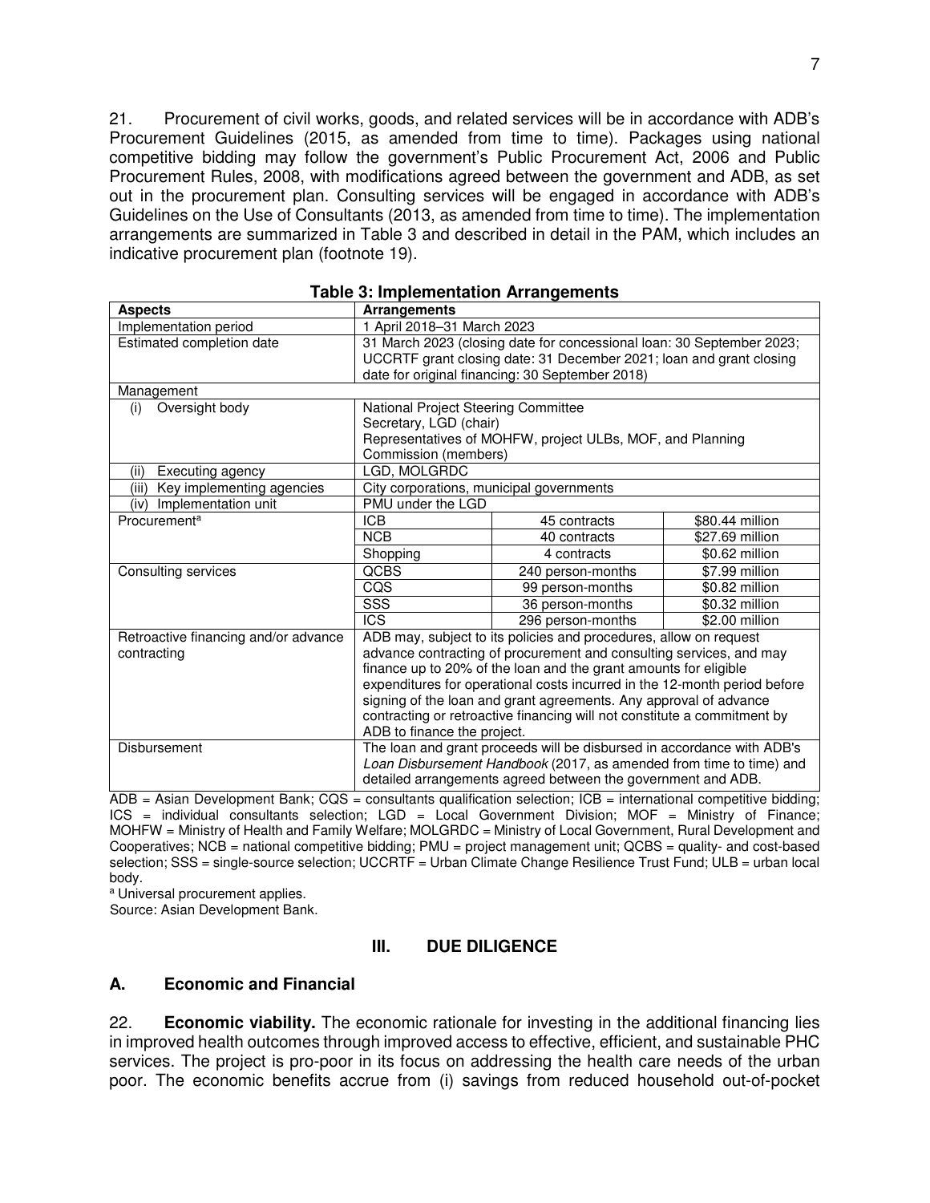21. Procurement of civil works, goods, and related services will be in accordance with ADB's Procurement Guidelines (2015, as amended from time to time). Packages using national competitive bidding may follow the government's Public Procurement Act, 2006 and Public Procurement Rules, 2008, with modifications agreed between the government and ADB, as set out in the procurement plan. Consulting services will be engaged in accordance with ADB's Guidelines on the Use of Consultants (2013, as amended from time to time). The implementation arrangements are summarized in Table 3 and described in detail in the PAM, which includes an indicative procurement plan (footnote 19).

**Table 3: Implementation Arrangements**

| Aspects | Arrangements | | |
|---|---|---|---|
| Implementation period | 1 April 2018–31 March 2023 | | |
| Estimated completion date | 31 March 2023 (closing date for concessional loan: 30 September 2023; UCCRTF grant closing date: 31 December 2021; loan and grant closing date for original financing: 30 September 2018) | | |
| Management | | | |
| (i) Oversight body | National Project Steering Committee<br>Secretary, LGD (chair)<br>Representatives of MOHFW, project ULBs, MOF, and Planning Commission (members) | | |
| (ii) Executing agency | LGD, MOLGRDC | | |
| (iii) Key implementing agencies | City corporations, municipal governments | | |
| (iv) Implementation unit | PMU under the LGD | | |
| Procurement[a] | ICB | 45 contracts | $80.44 million |
| | NCB | 40 contracts | $27.69 million |
| | Shopping | 4 contracts | $0.62 million |
| Consulting services | QCBS | 240 person-months | $7.99 million |
| | CQS | 99 person-months | $0.82 million |
| | SSS | 36 person-months | $0.32 million |
| | ICS | 296 person-months | $2.00 million |
| Retroactive financing and/or advance contracting | ADB may, subject to its policies and procedures, allow on request advance contracting of procurement and consulting services, and may finance up to 20% of the loan and the grant amounts for eligible expenditures for operational costs incurred in the 12-month period before signing of the loan and grant agreements. Any approval of advance contracting or retroactive financing will not constitute a commitment by ADB to finance the project. | | |
| Disbursement | The loan and grant proceeds will be disbursed in accordance with ADB's *Loan Disbursement Handbook* (2017, as amended from time to time) and detailed arrangements agreed between the government and ADB. | | |

ADB = Asian Development Bank; CQS = consultants qualification selection; ICB = international competitive bidding; ICS = individual consultants selection; LGD = Local Government Division; MOF = Ministry of Finance; MOHFW = Ministry of Health and Family Welfare; MOLGRDC = Ministry of Local Government, Rural Development and Cooperatives; NCB = national competitive bidding; PMU = project management unit; QCBS = quality- and cost-based selection; SSS = single-source selection; UCCRTF = Urban Climate Change Resilience Trust Fund; ULB = urban local body.

[a] Universal procurement applies.

Source: Asian Development Bank.

## III. DUE DILIGENCE

### A. Economic and Financial

22. **Economic viability.** The economic rationale for investing in the additional financing lies in improved health outcomes through improved access to effective, efficient, and sustainable PHC services. The project is pro-poor in its focus on addressing the health care needs of the urban poor. The economic benefits accrue from (i) savings from reduced household out-of-pocket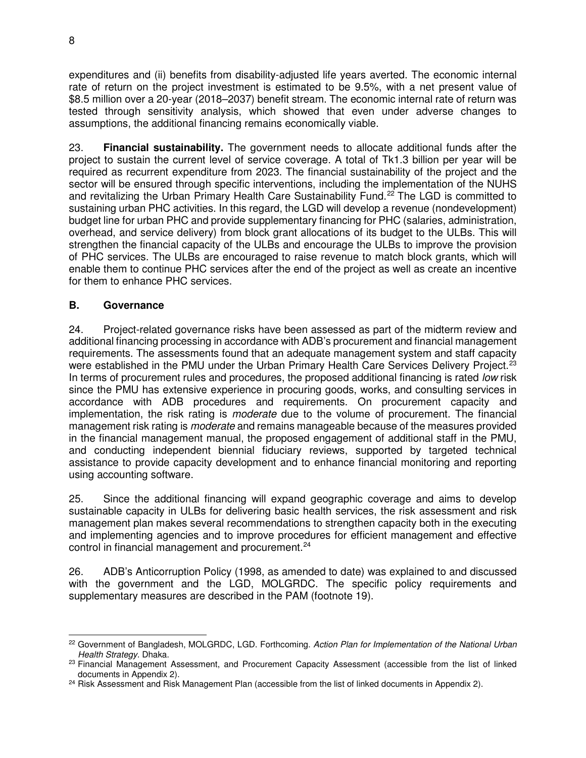expenditures and (ii) benefits from disability-adjusted life years averted. The economic internal rate of return on the project investment is estimated to be 9.5%, with a net present value of $8.5 million over a 20-year (2018–2037) benefit stream. The economic internal rate of return was tested through sensitivity analysis, which showed that even under adverse changes to assumptions, the additional financing remains economically viable.

23. **Financial sustainability.** The government needs to allocate additional funds after the project to sustain the current level of service coverage. A total of Tk1.3 billion per year will be required as recurrent expenditure from 2023. The financial sustainability of the project and the sector will be ensured through specific interventions, including the implementation of the NUHS and revitalizing the Urban Primary Health Care Sustainability Fund.[22] The LGD is committed to sustaining urban PHC activities. In this regard, the LGD will develop a revenue (nondevelopment) budget line for urban PHC and provide supplementary financing for PHC (salaries, administration, overhead, and service delivery) from block grant allocations of its budget to the ULBs. This will strengthen the financial capacity of the ULBs and encourage the ULBs to improve the provision of PHC services. The ULBs are encouraged to raise revenue to match block grants, which will enable them to continue PHC services after the end of the project as well as create an incentive for them to enhance PHC services.

## B. Governance

24. Project-related governance risks have been assessed as part of the midterm review and additional financing processing in accordance with ADB's procurement and financial management requirements. The assessments found that an adequate management system and staff capacity were established in the PMU under the Urban Primary Health Care Services Delivery Project.[23] In terms of procurement rules and procedures, the proposed additional financing is rated *low* risk since the PMU has extensive experience in procuring goods, works, and consulting services in accordance with ADB procedures and requirements. On procurement capacity and implementation, the risk rating is *moderate* due to the volume of procurement. The financial management risk rating is *moderate* and remains manageable because of the measures provided in the financial management manual, the proposed engagement of additional staff in the PMU, and conducting independent biennial fiduciary reviews, supported by targeted technical assistance to provide capacity development and to enhance financial monitoring and reporting using accounting software.

25. Since the additional financing will expand geographic coverage and aims to develop sustainable capacity in ULBs for delivering basic health services, the risk assessment and risk management plan makes several recommendations to strengthen capacity both in the executing and implementing agencies and to improve procedures for efficient management and effective control in financial management and procurement.[24]

26. ADB's Anticorruption Policy (1998, as amended to date) was explained to and discussed with the government and the LGD, MOLGRDC. The specific policy requirements and supplementary measures are described in the PAM (footnote 19).

---

[22] Government of Bangladesh, MOLGRDC, LGD. Forthcoming. *Action Plan for Implementation of the National Urban Health Strategy*. Dhaka.

[23] Financial Management Assessment, and Procurement Capacity Assessment (accessible from the list of linked documents in Appendix 2).

[24] Risk Assessment and Risk Management Plan (accessible from the list of linked documents in Appendix 2).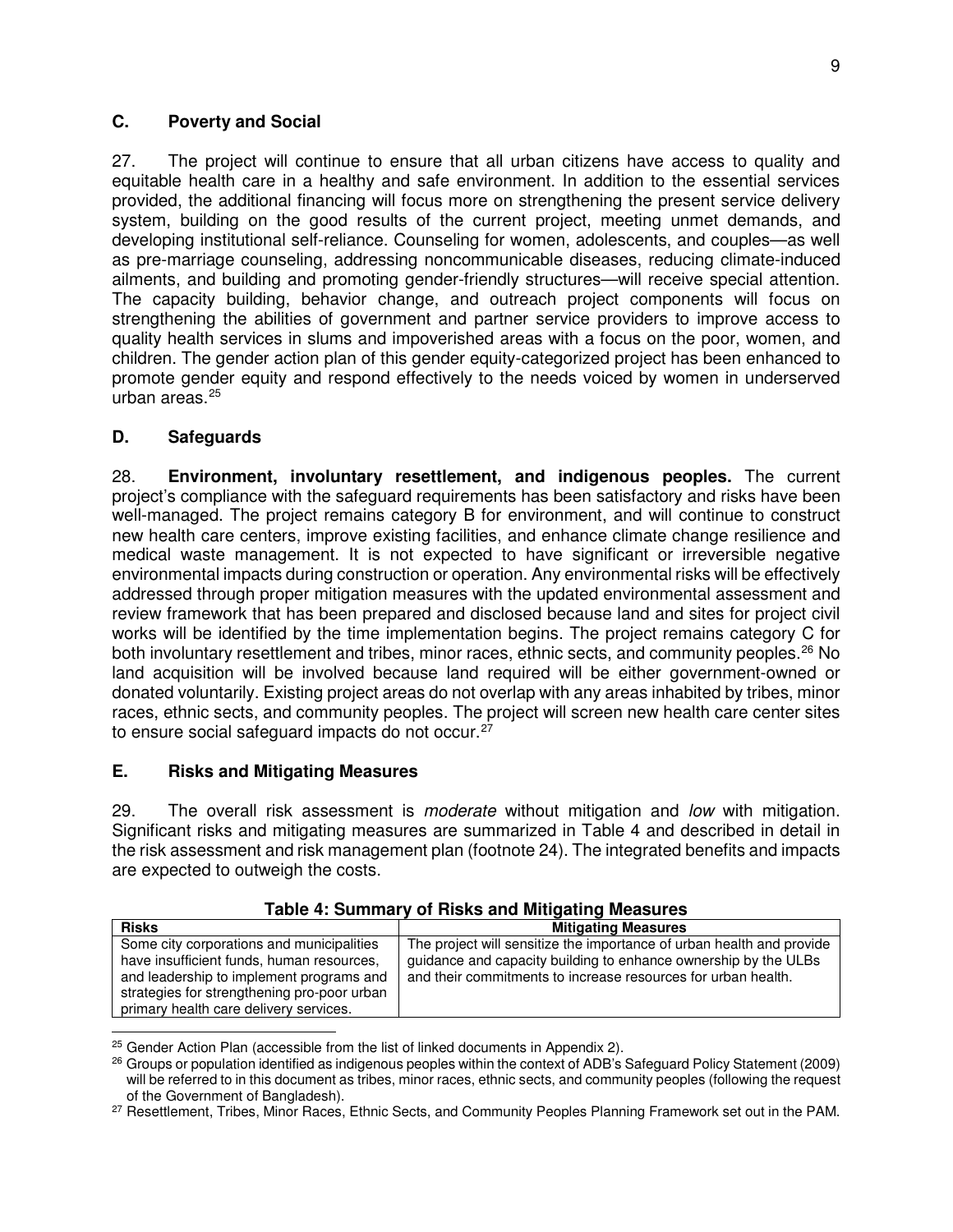### C. Poverty and Social

27. The project will continue to ensure that all urban citizens have access to quality and equitable health care in a healthy and safe environment. In addition to the essential services provided, the additional financing will focus more on strengthening the present service delivery system, building on the good results of the current project, meeting unmet demands, and developing institutional self-reliance. Counseling for women, adolescents, and couples—as well as pre-marriage counseling, addressing noncommunicable diseases, reducing climate-induced ailments, and building and promoting gender-friendly structures—will receive special attention. The capacity building, behavior change, and outreach project components will focus on strengthening the abilities of government and partner service providers to improve access to quality health services in slums and impoverished areas with a focus on the poor, women, and children. The gender action plan of this gender equity-categorized project has been enhanced to promote gender equity and respond effectively to the needs voiced by women in underserved urban areas.[25]

### D. Safeguards

28. **Environment, involuntary resettlement, and indigenous peoples.** The current project's compliance with the safeguard requirements has been satisfactory and risks have been well-managed. The project remains category B for environment, and will continue to construct new health care centers, improve existing facilities, and enhance climate change resilience and medical waste management. It is not expected to have significant or irreversible negative environmental impacts during construction or operation. Any environmental risks will be effectively addressed through proper mitigation measures with the updated environmental assessment and review framework that has been prepared and disclosed because land and sites for project civil works will be identified by the time implementation begins. The project remains category C for both involuntary resettlement and tribes, minor races, ethnic sects, and community peoples.[26] No land acquisition will be involved because land required will be either government-owned or donated voluntarily. Existing project areas do not overlap with any areas inhabited by tribes, minor races, ethnic sects, and community peoples. The project will screen new health care center sites to ensure social safeguard impacts do not occur.[27]

### E. Risks and Mitigating Measures

29. The overall risk assessment is *moderate* without mitigation and *low* with mitigation. Significant risks and mitigating measures are summarized in Table 4 and described in detail in the risk assessment and risk management plan (footnote 24). The integrated benefits and impacts are expected to outweigh the costs.

**Table 4: Summary of Risks and Mitigating Measures**

| Risks | Mitigating Measures |
|---|---|
| Some city corporations and municipalities have insufficient funds, human resources, and leadership to implement programs and strategies for strengthening pro-poor urban primary health care delivery services. | The project will sensitize the importance of urban health and provide guidance and capacity building to enhance ownership by the ULBs and their commitments to increase resources for urban health. |

---

[25] Gender Action Plan (accessible from the list of linked documents in Appendix 2).

[26] Groups or population identified as indigenous peoples within the context of ADB's Safeguard Policy Statement (2009) will be referred to in this document as tribes, minor races, ethnic sects, and community peoples (following the request of the Government of Bangladesh).

[27] Resettlement, Tribes, Minor Races, Ethnic Sects, and Community Peoples Planning Framework set out in the PAM.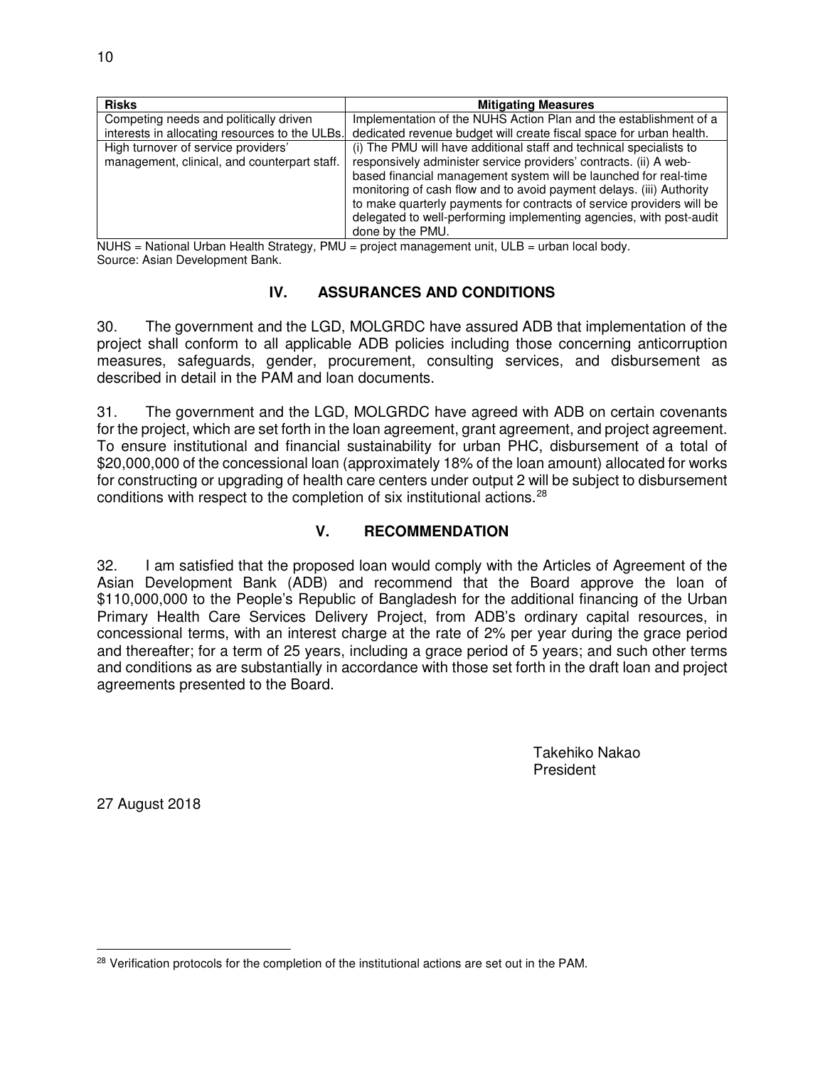| Risks | Mitigating Measures |
|---|---|
| Competing needs and politically driven interests in allocating resources to the ULBs. | Implementation of the NUHS Action Plan and the establishment of a dedicated revenue budget will create fiscal space for urban health. |
| High turnover of service providers' management, clinical, and counterpart staff. | (i) The PMU will have additional staff and technical specialists to responsively administer service providers' contracts. (ii) A web-based financial management system will be launched for real-time monitoring of cash flow and to avoid payment delays. (iii) Authority to make quarterly payments for contracts of service providers will be delegated to well-performing implementing agencies, with post-audit done by the PMU. |

NUHS = National Urban Health Strategy, PMU = project management unit, ULB = urban local body.
Source: Asian Development Bank.

## IV. ASSURANCES AND CONDITIONS

30. The government and the LGD, MOLGRDC have assured ADB that implementation of the project shall conform to all applicable ADB policies including those concerning anticorruption measures, safeguards, gender, procurement, consulting services, and disbursement as described in detail in the PAM and loan documents.

31. The government and the LGD, MOLGRDC have agreed with ADB on certain covenants for the project, which are set forth in the loan agreement, grant agreement, and project agreement. To ensure institutional and financial sustainability for urban PHC, disbursement of a total of $20,000,000 of the concessional loan (approximately 18% of the loan amount) allocated for works for constructing or upgrading of health care centers under output 2 will be subject to disbursement conditions with respect to the completion of six institutional actions.[28]

## V. RECOMMENDATION

32. I am satisfied that the proposed loan would comply with the Articles of Agreement of the Asian Development Bank (ADB) and recommend that the Board approve the loan of $110,000,000 to the People's Republic of Bangladesh for the additional financing of the Urban Primary Health Care Services Delivery Project, from ADB's ordinary capital resources, in concessional terms, with an interest charge at the rate of 2% per year during the grace period and thereafter; for a term of 25 years, including a grace period of 5 years; and such other terms and conditions as are substantially in accordance with those set forth in the draft loan and project agreements presented to the Board.

Takehiko Nakao
President

27 August 2018

[28] Verification protocols for the completion of the institutional actions are set out in the PAM.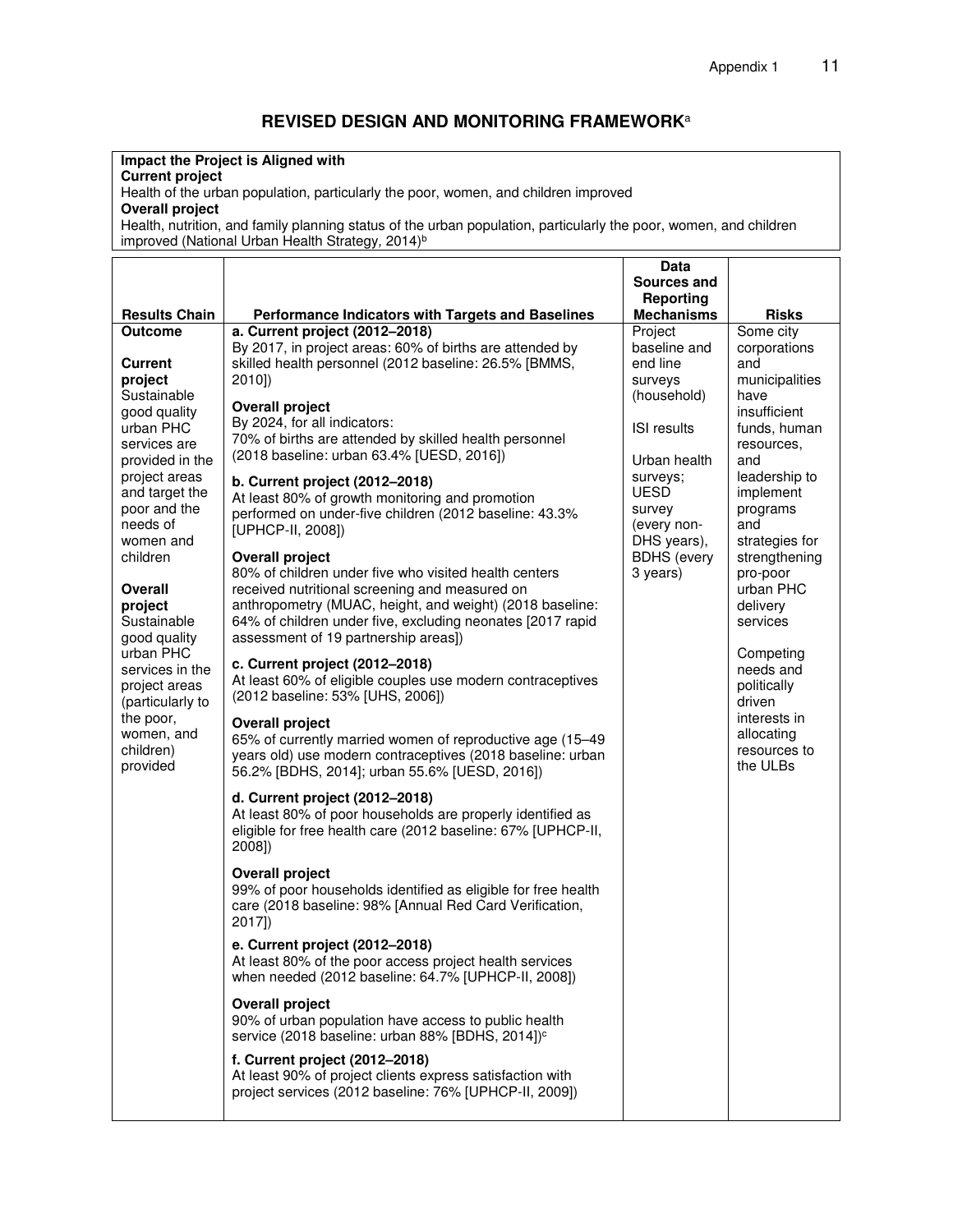## REVISED DESIGN AND MONITORING FRAMEWORK[a]

**Impact the Project is Aligned with**
**Current project**
Health of the urban population, particularly the poor, women, and children improved
**Overall project**
Health, nutrition, and family planning status of the urban population, particularly the poor, women, and children improved (National Urban Health Strategy, 2014)[b]

| Results Chain | Performance Indicators with Targets and Baselines | Data Sources and Reporting Mechanisms | Risks |
|---|---|---|---|
| **Outcome**<br><br>**Current project**<br>Sustainable good quality urban PHC services are provided in the project areas and target the poor and the needs of women and children<br><br>**Overall project**<br>Sustainable good quality urban PHC services in the project areas (particularly to the poor, women, and children) provided | **a. Current project (2012–2018)**<br>By 2017, in project areas: 60% of births are attended by skilled health personnel (2012 baseline: 26.5% [BMMS, 2010])<br><br>**Overall project**<br>By 2024, for all indicators:<br>70% of births are attended by skilled health personnel (2018 baseline: urban 63.4% [UESD, 2016])<br><br>**b. Current project (2012–2018)**<br>At least 80% of growth monitoring and promotion performed on under-five children (2012 baseline: 43.3% [UPHCP-II, 2008])<br><br>**Overall project**<br>80% of children under five who visited health centers received nutritional screening and measured on anthropometry (MUAC, height, and weight) (2018 baseline: 64% of children under five, excluding neonates [2017 rapid assessment of 19 partnership areas])<br><br>**c. Current project (2012–2018)**<br>At least 60% of eligible couples use modern contraceptives (2012 baseline: 53% [UHS, 2006])<br><br>**Overall project**<br>65% of currently married women of reproductive age (15–49 years old) use modern contraceptives (2018 baseline: urban 56.2% [BDHS, 2014]; urban 55.6% [UESD, 2016])<br><br>**d. Current project (2012–2018)**<br>At least 80% of poor households are properly identified as eligible for free health care (2012 baseline: 67% [UPHCP-II, 2008])<br><br>**Overall project**<br>99% of poor households identified as eligible for free health care (2018 baseline: 98% [Annual Red Card Verification, 2017])<br><br>**e. Current project (2012–2018)**<br>At least 80% of the poor access project health services when needed (2012 baseline: 64.7% [UPHCP-II, 2008])<br><br>**Overall project**<br>90% of urban population have access to public health service (2018 baseline: urban 88% [BDHS, 2014])[c]<br><br>**f. Current project (2012–2018)**<br>At least 90% of project clients express satisfaction with project services (2012 baseline: 76% [UPHCP-II, 2009]) | Project baseline and end line surveys (household)<br><br>ISI results<br><br>Urban health surveys; UESD survey (every non-DHS years), BDHS (every 3 years) | Some city corporations and municipalities have insufficient funds, human resources, and leadership to implement programs and strategies for strengthening pro-poor urban PHC delivery services<br><br>Competing needs and politically driven interests in allocating resources to the ULBs |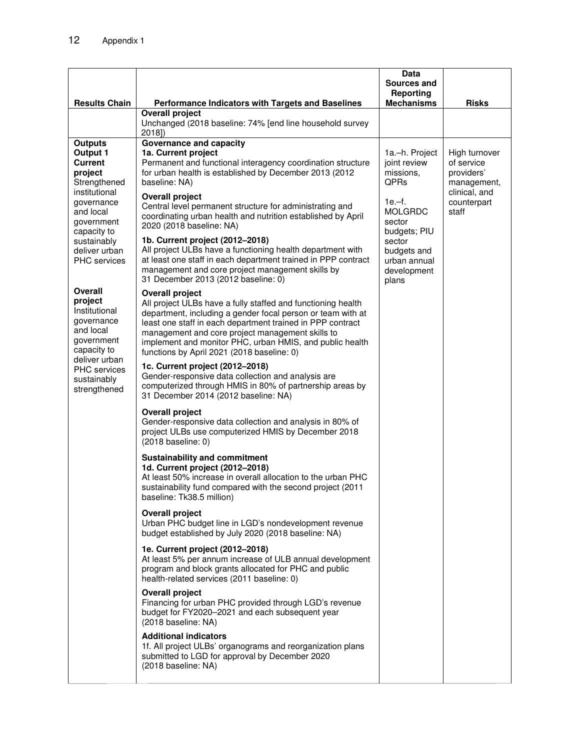Appendix 1

| Results Chain | Performance Indicators with Targets and Baselines | Data Sources and Reporting Mechanisms | Risks |
|---|---|---|---|
| | **Overall project**<br>Unchanged (2018 baseline: 74% [end line household survey 2018]) | | |
| **Outputs**<br>**Output 1**<br>**Current project**<br>Strengthened institutional governance and local government capacity to sustainably deliver urban PHC services<br><br>**Overall project**<br>Institutional governance and local government capacity to deliver urban PHC services sustainably strengthened | **Governance and capacity**<br>**1a. Current project**<br>Permanent and functional interagency coordination structure for urban health is established by December 2013 (2012 baseline: NA)<br><br>**Overall project**<br>Central level permanent structure for administrating and coordinating urban health and nutrition established by April 2020 (2018 baseline: NA)<br><br>**1b. Current project (2012–2018)**<br>All project ULBs have a functioning health department with at least one staff in each department trained in PPP contract management and core project management skills by 31 December 2013 (2012 baseline: 0)<br><br>**Overall project**<br>All project ULBs have a fully staffed and functioning health department, including a gender focal person or team with at least one staff in each department trained in PPP contract management and core project management skills to implement and monitor PHC, urban HMIS, and public health functions by April 2021 (2018 baseline: 0)<br><br>**1c. Current project (2012–2018)**<br>Gender-responsive data collection and analysis are computerized through HMIS in 80% of partnership areas by 31 December 2014 (2012 baseline: NA)<br><br>**Overall project**<br>Gender-responsive data collection and analysis in 80% of project ULBs use computerized HMIS by December 2018 (2018 baseline: 0)<br><br>**Sustainability and commitment**<br>**1d. Current project (2012–2018)**<br>At least 50% increase in overall allocation to the urban PHC sustainability fund compared with the second project (2011 baseline: Tk38.5 million)<br><br>**Overall project**<br>Urban PHC budget line in LGD's nondevelopment revenue budget established by July 2020 (2018 baseline: NA)<br><br>**1e. Current project (2012–2018)**<br>At least 5% per annum increase of ULB annual development program and block grants allocated for PHC and public health-related services (2011 baseline: 0)<br><br>**Overall project**<br>Financing for urban PHC provided through LGD's revenue budget for FY2020–2021 and each subsequent year (2018 baseline: NA)<br><br>**Additional indicators**<br>1f. All project ULBs' organograms and reorganization plans submitted to LGD for approval by December 2020 (2018 baseline: NA) | 1a.–h. Project joint review missions, QPRs<br><br>1e.–f. MOLGRDC sector budgets; PIU sector budgets and urban annual development plans | High turnover of service providers' management, clinical, and counterpart staff |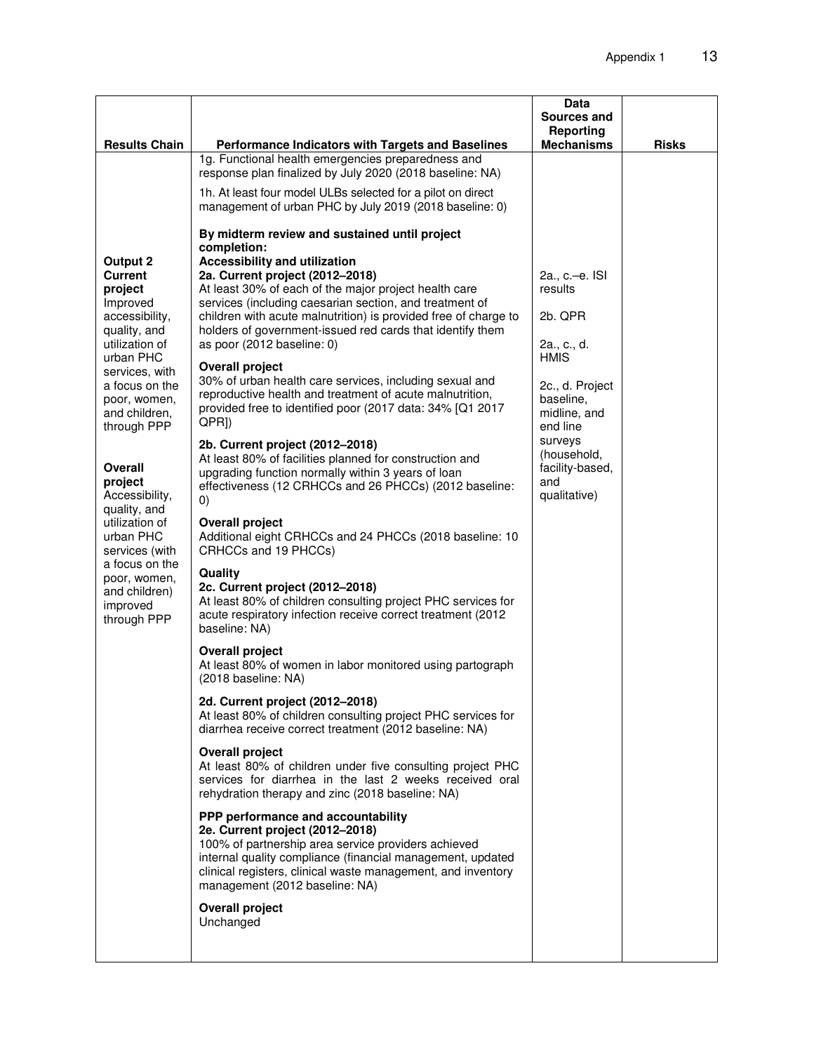| Results Chain | Performance Indicators with Targets and Baselines | Data Sources and Reporting Mechanisms | Risks |
|---|---|---|---|
| | 1g. Functional health emergencies preparedness and response plan finalized by July 2020 (2018 baseline: NA)<br><br>1h. At least four model ULBs selected for a pilot on direct management of urban PHC by July 2019 (2018 baseline: 0) | | |
| **Output 2**<br>**Current project**<br>Improved accessibility, quality, and utilization of urban PHC services, with a focus on the poor, women, and children, through PPP<br><br>**Overall project**<br>Accessibility, quality, and utilization of urban PHC services (with a focus on the poor, women, and children) improved through PPP | **By midterm review and sustained until project completion:**<br>**Accessibility and utilization**<br>**2a. Current project (2012–2018)**<br>At least 30% of each of the major project health care services (including caesarian section, and treatment of children with acute malnutrition) is provided free of charge to holders of government-issued red cards that identify them as poor (2012 baseline: 0)<br><br>**Overall project**<br>30% of urban health care services, including sexual and reproductive health and treatment of acute malnutrition, provided free to identified poor (2017 data: 34% [Q1 2017 QPR])<br><br>**2b. Current project (2012–2018)**<br>At least 80% of facilities planned for construction and upgrading function normally within 3 years of loan effectiveness (12 CRHCCs and 26 PHCCs) (2012 baseline: 0)<br><br>**Overall project**<br>Additional eight CRHCCs and 24 PHCCs (2018 baseline: 10 CRHCCs and 19 PHCCs)<br><br>**Quality**<br>**2c. Current project (2012–2018)**<br>At least 80% of children consulting project PHC services for acute respiratory infection receive correct treatment (2012 baseline: NA)<br><br>**Overall project**<br>At least 80% of women in labor monitored using partograph (2018 baseline: NA)<br><br>**2d. Current project (2012–2018)**<br>At least 80% of children consulting project PHC services for diarrhea receive correct treatment (2012 baseline: NA)<br><br>**Overall project**<br>At least 80% of children under five consulting project PHC services for diarrhea in the last 2 weeks received oral rehydration therapy and zinc (2018 baseline: NA)<br><br>**PPP performance and accountability**<br>**2e. Current project (2012–2018)**<br>100% of partnership area service providers achieved internal quality compliance (financial management, updated clinical registers, clinical waste management, and inventory management (2012 baseline: NA)<br><br>**Overall project**<br>Unchanged | 2a., c.–e. ISI results<br><br>2b. QPR<br><br>2a., c., d. HMIS<br><br>2c., d. Project baseline, midline, and end line surveys (household, facility-based, and qualitative) | |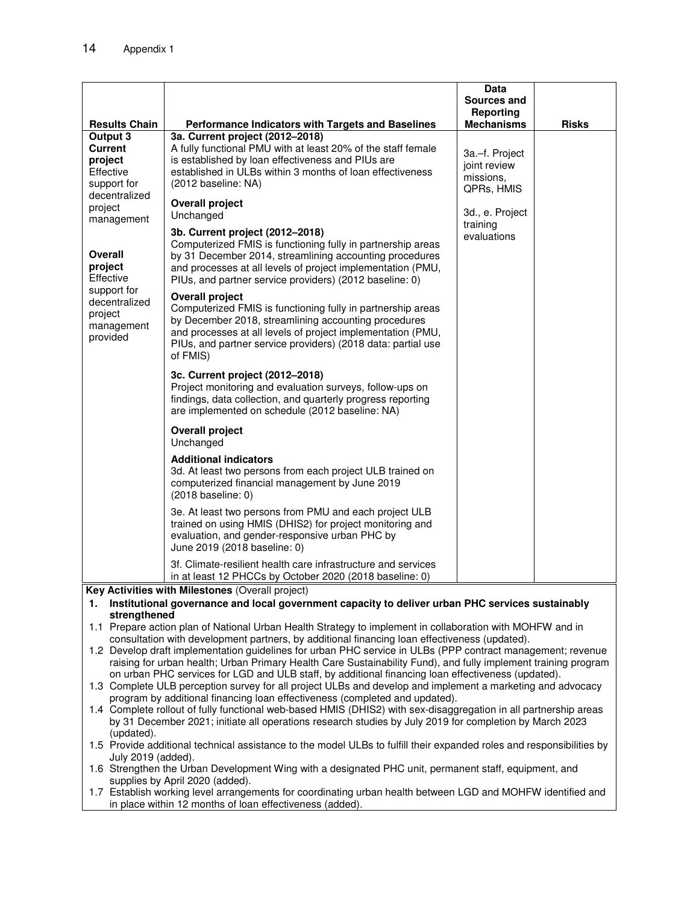| Results Chain | Performance Indicators with Targets and Baselines | Data Sources and Reporting Mechanisms | Risks |
|---|---|---|---|
| **Output 3** **Current project** Effective support for decentralized project management<br><br>**Overall project** Effective support for decentralized project management provided | **3a. Current project (2012–2018)**<br>A fully functional PMU with at least 20% of the staff female is established by loan effectiveness and PIUs are established in ULBs within 3 months of loan effectiveness (2012 baseline: NA)<br><br>**Overall project**<br>Unchanged<br><br>**3b. Current project (2012–2018)**<br>Computerized FMIS is functioning fully in partnership areas by 31 December 2014, streamlining accounting procedures and processes at all levels of project implementation (PMU, PIUs, and partner service providers) (2012 baseline: 0)<br><br>**Overall project**<br>Computerized FMIS is functioning fully in partnership areas by December 2018, streamlining accounting procedures and processes at all levels of project implementation (PMU, PIUs, and partner service providers) (2018 data: partial use of FMIS)<br><br>**3c. Current project (2012–2018)**<br>Project monitoring and evaluation surveys, follow-ups on findings, data collection, and quarterly progress reporting are implemented on schedule (2012 baseline: NA)<br><br>**Overall project**<br>Unchanged<br><br>**Additional indicators**<br>3d. At least two persons from each project ULB trained on computerized financial management by June 2019 (2018 baseline: 0)<br><br>3e. At least two persons from PMU and each project ULB trained on using HMIS (DHIS2) for project monitoring and evaluation, and gender-responsive urban PHC by June 2019 (2018 baseline: 0)<br><br>3f. Climate-resilient health care infrastructure and services in at least 12 PHCCs by October 2020 (2018 baseline: 0) | 3a.–f. Project joint review missions, QPRs, HMIS<br><br>3d., e. Project training evaluations | |

**Key Activities with Milestones** (Overall project)

1. **Institutional governance and local government capacity to deliver urban PHC services sustainably strengthened**

1.1 Prepare action plan of National Urban Health Strategy to implement in collaboration with MOHFW and in consultation with development partners, by additional financing loan effectiveness (updated).

1.2 Develop draft implementation guidelines for urban PHC service in ULBs (PPP contract management; revenue raising for urban health; Urban Primary Health Care Sustainability Fund), and fully implement training program on urban PHC services for LGD and ULB staff, by additional financing loan effectiveness (updated).

1.3 Complete ULB perception survey for all project ULBs and develop and implement a marketing and advocacy program by additional financing loan effectiveness (completed and updated).

1.4 Complete rollout of fully functional web-based HMIS (DHIS2) with sex-disaggregation in all partnership areas by 31 December 2021; initiate all operations research studies by July 2019 for completion by March 2023 (updated).

1.5 Provide additional technical assistance to the model ULBs to fulfill their expanded roles and responsibilities by July 2019 (added).

1.6 Strengthen the Urban Development Wing with a designated PHC unit, permanent staff, equipment, and supplies by April 2020 (added).

1.7 Establish working level arrangements for coordinating urban health between LGD and MOHFW identified and in place within 12 months of loan effectiveness (added).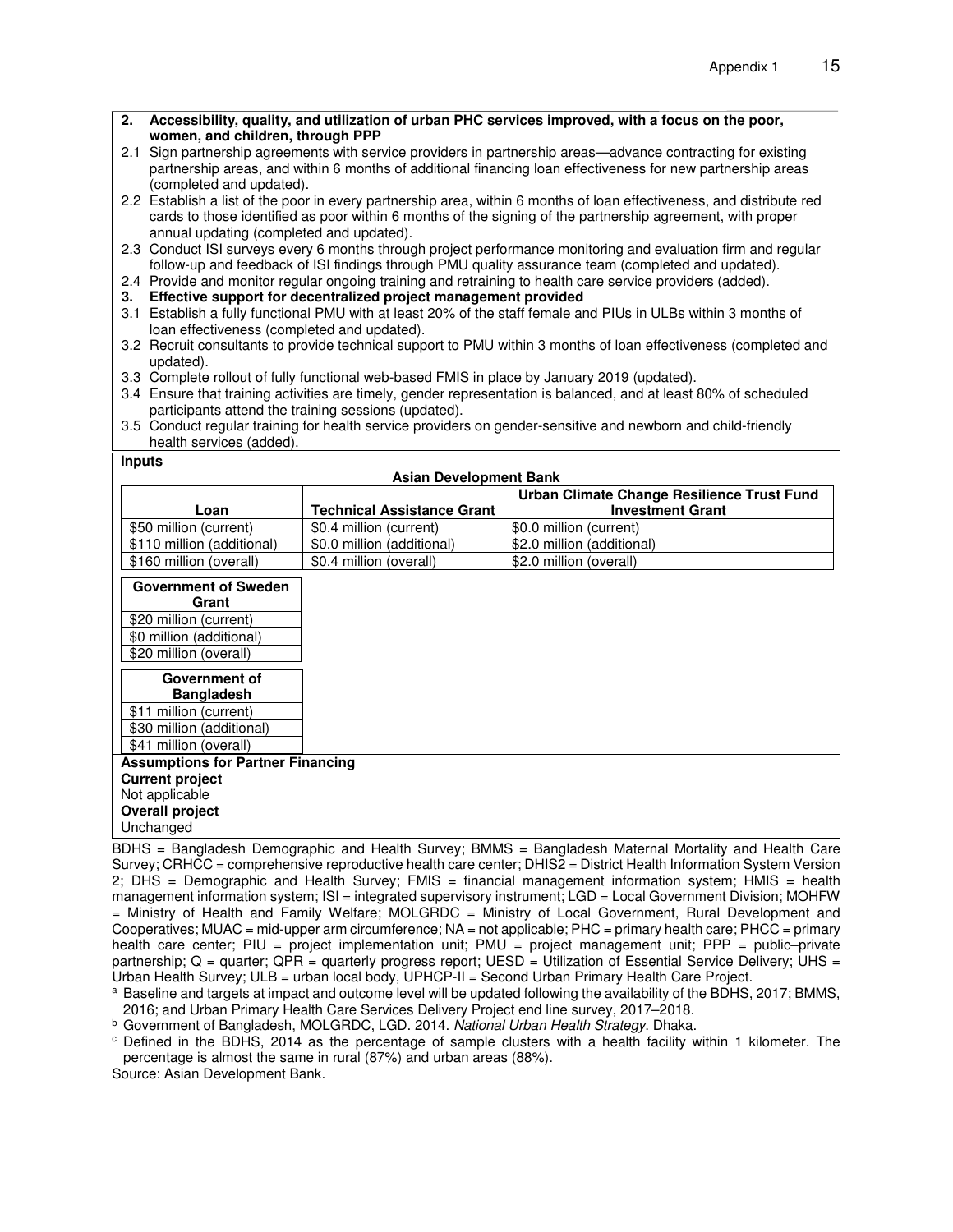**2. Accessibility, quality, and utilization of urban PHC services improved, with a focus on the poor, women, and children, through PPP**

2.1 Sign partnership agreements with service providers in partnership areas—advance contracting for existing partnership areas, and within 6 months of additional financing loan effectiveness for new partnership areas (completed and updated).

2.2 Establish a list of the poor in every partnership area, within 6 months of loan effectiveness, and distribute red cards to those identified as poor within 6 months of the signing of the partnership agreement, with proper annual updating (completed and updated).

2.3 Conduct ISI surveys every 6 months through project performance monitoring and evaluation firm and regular follow-up and feedback of ISI findings through PMU quality assurance team (completed and updated).

2.4 Provide and monitor regular ongoing training and retraining to health care service providers (added).

**3. Effective support for decentralized project management provided**

3.1 Establish a fully functional PMU with at least 20% of the staff female and PIUs in ULBs within 3 months of loan effectiveness (completed and updated).

3.2 Recruit consultants to provide technical support to PMU within 3 months of loan effectiveness (completed and updated).

3.3 Complete rollout of fully functional web-based FMIS in place by January 2019 (updated).

3.4 Ensure that training activities are timely, gender representation is balanced, and at least 80% of scheduled participants attend the training sessions (updated).

3.5 Conduct regular training for health service providers on gender-sensitive and newborn and child-friendly health services (added).

**Inputs**

**Asian Development Bank**

| Loan | Technical Assistance Grant | Urban Climate Change Resilience Trust Fund Investment Grant |
|---|---|---|
| $50 million (current) | $0.4 million (current) | $0.0 million (current) |
| $110 million (additional) | $0.0 million (additional) | $2.0 million (additional) |
| $160 million (overall) | $0.4 million (overall) | $2.0 million (overall) |

| Government of Sweden Grant |
|---|
| $20 million (current) |
| $0 million (additional) |
| $20 million (overall) |

| Government of Bangladesh |
|---|
| $11 million (current) |
| $30 million (additional) |
| $41 million (overall) |

**Assumptions for Partner Financing**

**Current project**

Not applicable

**Overall project**

Unchanged

BDHS = Bangladesh Demographic and Health Survey; BMMS = Bangladesh Maternal Mortality and Health Care Survey; CRHCC = comprehensive reproductive health care center; DHIS2 = District Health Information System Version 2; DHS = Demographic and Health Survey; FMIS = financial management information system; HMIS = health management information system; ISI = integrated supervisory instrument; LGD = Local Government Division; MOHFW = Ministry of Health and Family Welfare; MOLGRDC = Ministry of Local Government, Rural Development and Cooperatives; MUAC = mid-upper arm circumference; NA = not applicable; PHC = primary health care; PHCC = primary health care center; PIU = project implementation unit; PMU = project management unit; PPP = public–private partnership; Q = quarter; QPR = quarterly progress report; UESD = Utilization of Essential Service Delivery; UHS = Urban Health Survey; ULB = urban local body, UPHCP-II = Second Urban Primary Health Care Project.

[a] Baseline and targets at impact and outcome level will be updated following the availability of the BDHS, 2017; BMMS, 2016; and Urban Primary Health Care Services Delivery Project end line survey, 2017–2018.

[b] Government of Bangladesh, MOLGRDC, LGD. 2014. *National Urban Health Strategy*. Dhaka.

[c] Defined in the BDHS, 2014 as the percentage of sample clusters with a health facility within 1 kilometer. The percentage is almost the same in rural (87%) and urban areas (88%).

Source: Asian Development Bank.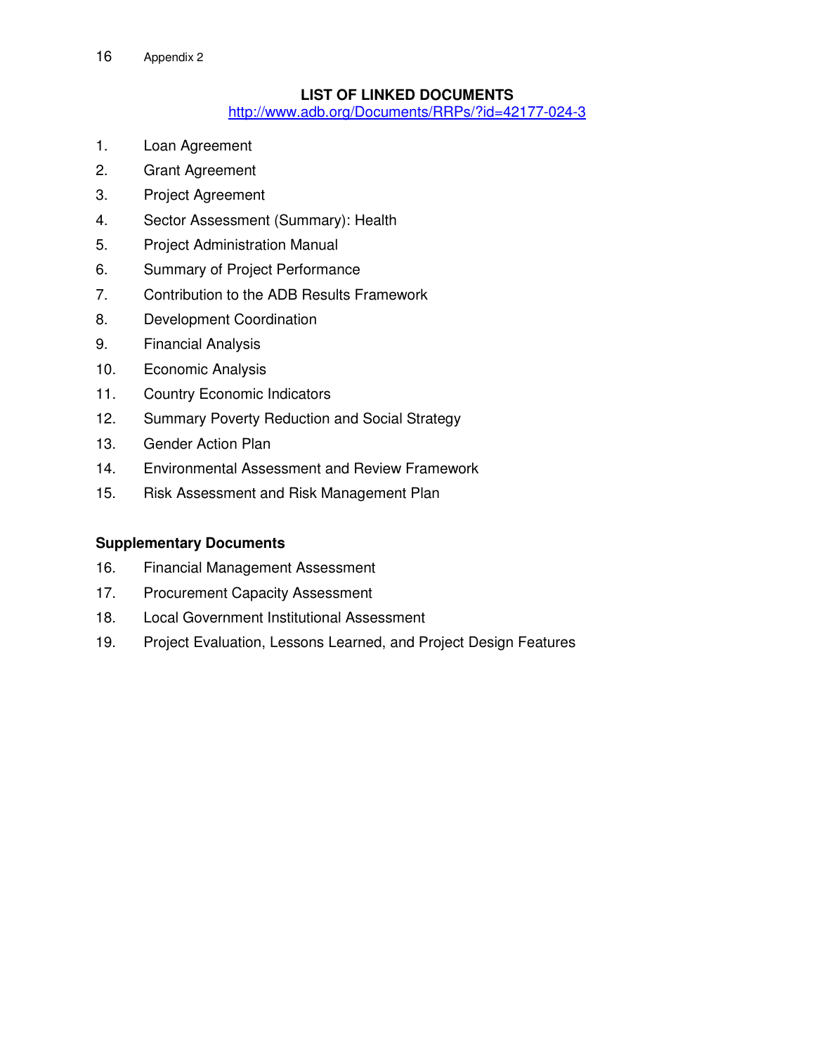## LIST OF LINKED DOCUMENTS

http://www.adb.org/Documents/RRPs/?id=42177-024-3

1. Loan Agreement
2. Grant Agreement
3. Project Agreement
4. Sector Assessment (Summary): Health
5. Project Administration Manual
6. Summary of Project Performance
7. Contribution to the ADB Results Framework
8. Development Coordination
9. Financial Analysis
10. Economic Analysis
11. Country Economic Indicators
12. Summary Poverty Reduction and Social Strategy
13. Gender Action Plan
14. Environmental Assessment and Review Framework
15. Risk Assessment and Risk Management Plan

### Supplementary Documents

16. Financial Management Assessment
17. Procurement Capacity Assessment
18. Local Government Institutional Assessment
19. Project Evaluation, Lessons Learned, and Project Design Features